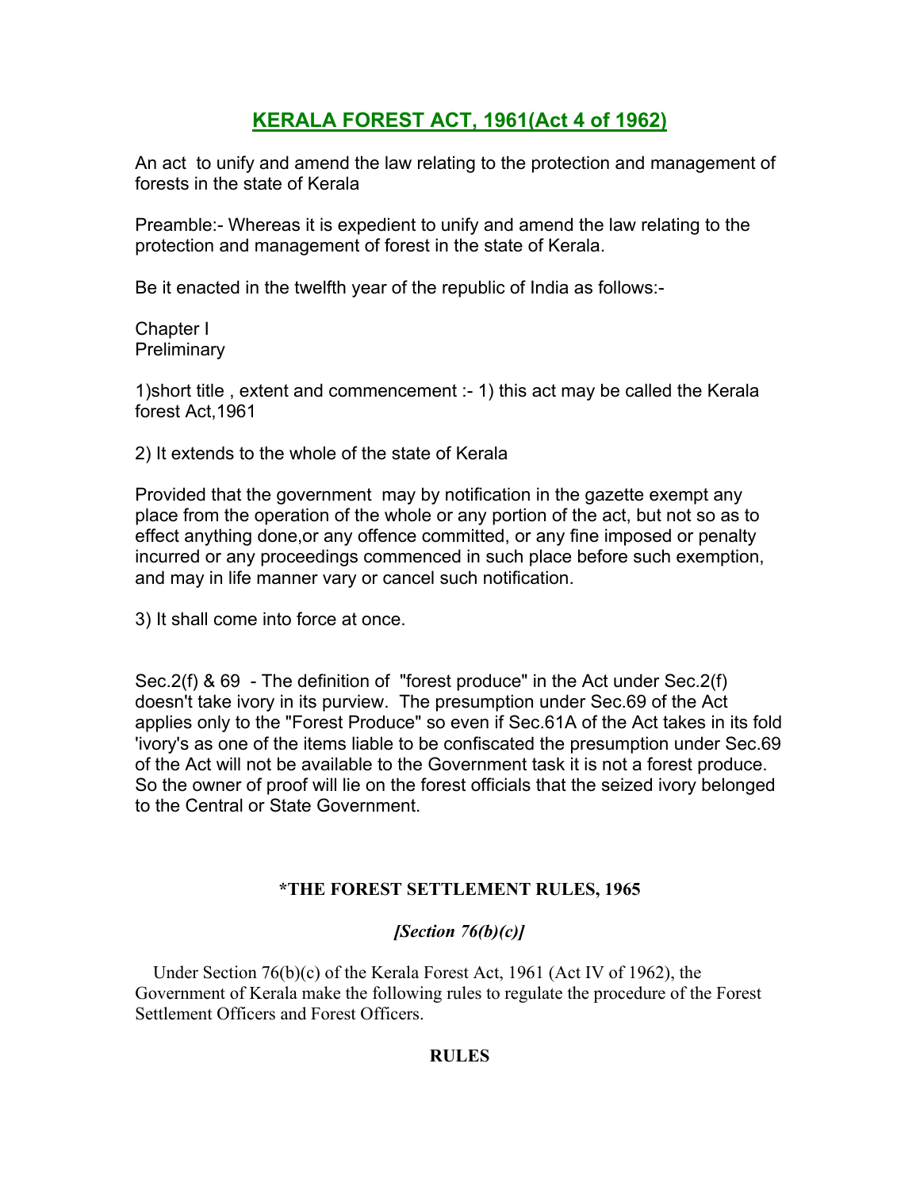# KERALA FOREST ACT, 1961(Act 4 of 1962)

An act to unify and amend the law relating to the protection and management of forests in the state of Kerala

Preamble:- Whereas it is expedient to unify and amend the law relating to the protection and management of forest in the state of Kerala.

Be it enacted in the twelfth year of the republic of India as follows:-

Chapter I
Preliminary

1)short title , extent and commencement :- 1) this act may be called the Kerala forest Act,1961

2) It extends to the whole of the state of Kerala

Provided that the government may by notification in the gazette exempt any place from the operation of the whole or any portion of the act, but not so as to effect anything done,or any offence committed, or any fine imposed or penalty incurred or any proceedings commenced in such place before such exemption, and may in life manner vary or cancel such notification.

3) It shall come into force at once.

Sec.2(f) & 69 - The definition of "forest produce" in the Act under Sec.2(f) doesn't take ivory in its purview. The presumption under Sec.69 of the Act applies only to the "Forest Produce" so even if Sec.61A of the Act takes in its fold 'ivory's as one of the items liable to be confiscated the presumption under Sec.69 of the Act will not be available to the Government task it is not a forest produce. So the owner of proof will lie on the forest officials that the seized ivory belonged to the Central or State Government.

**\*THE FOREST SETTLEMENT RULES, 1965**

***[Section 76(b)(c)]***

Under Section 76(b)(c) of the Kerala Forest Act, 1961 (Act IV of 1962), the Government of Kerala make the following rules to regulate the procedure of the Forest Settlement Officers and Forest Officers.

**RULES**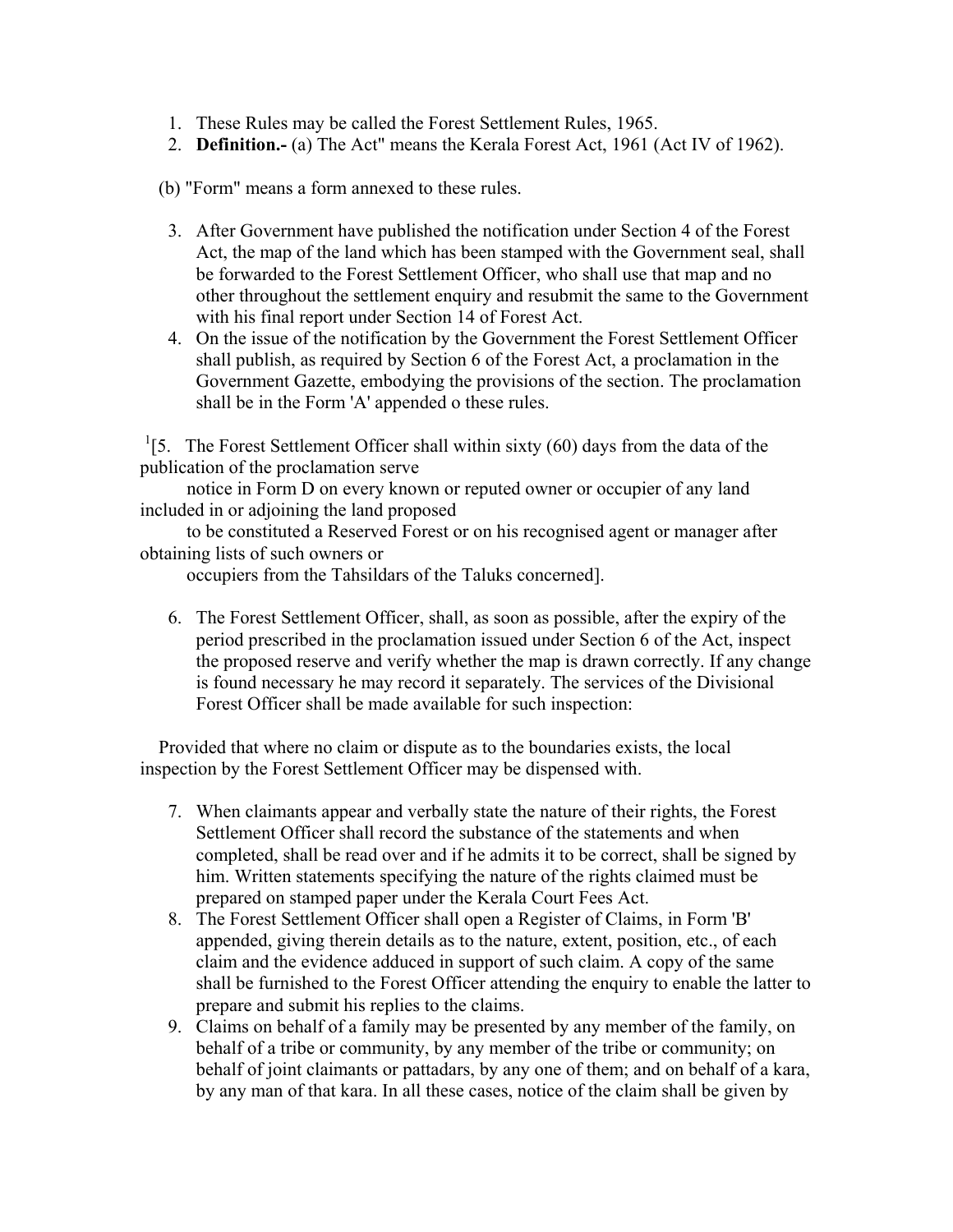1. These Rules may be called the Forest Settlement Rules, 1965.
2. **Definition.-** (a) The Act" means the Kerala Forest Act, 1961 (Act IV of 1962).

(b) "Form" means a form annexed to these rules.

3. After Government have published the notification under Section 4 of the Forest Act, the map of the land which has been stamped with the Government seal, shall be forwarded to the Forest Settlement Officer, who shall use that map and no other throughout the settlement enquiry and resubmit the same to the Government with his final report under Section 14 of Forest Act.
4. On the issue of the notification by the Government the Forest Settlement Officer shall publish, as required by Section 6 of the Forest Act, a proclamation in the Government Gazette, embodying the provisions of the section. The proclamation shall be in the Form 'A' appended o these rules.

[1][5. The Forest Settlement Officer shall within sixty (60) days from the data of the publication of the proclamation serve notice in Form D on every known or reputed owner or occupier of any land included in or adjoining the land proposed to be constituted a Reserved Forest or on his recognised agent or manager after obtaining lists of such owners or occupiers from the Tahsildars of the Taluks concerned].

6. The Forest Settlement Officer, shall, as soon as possible, after the expiry of the period prescribed in the proclamation issued under Section 6 of the Act, inspect the proposed reserve and verify whether the map is drawn correctly. If any change is found necessary he may record it separately. The services of the Divisional Forest Officer shall be made available for such inspection:

Provided that where no claim or dispute as to the boundaries exists, the local inspection by the Forest Settlement Officer may be dispensed with.

7. When claimants appear and verbally state the nature of their rights, the Forest Settlement Officer shall record the substance of the statements and when completed, shall be read over and if he admits it to be correct, shall be signed by him. Written statements specifying the nature of the rights claimed must be prepared on stamped paper under the Kerala Court Fees Act.
8. The Forest Settlement Officer shall open a Register of Claims, in Form 'B' appended, giving therein details as to the nature, extent, position, etc., of each claim and the evidence adduced in support of such claim. A copy of the same shall be furnished to the Forest Officer attending the enquiry to enable the latter to prepare and submit his replies to the claims.
9. Claims on behalf of a family may be presented by any member of the family, on behalf of a tribe or community, by any member of the tribe or community; on behalf of joint claimants or pattadars, by any one of them; and on behalf of a kara, by any man of that kara. In all these cases, notice of the claim shall be given by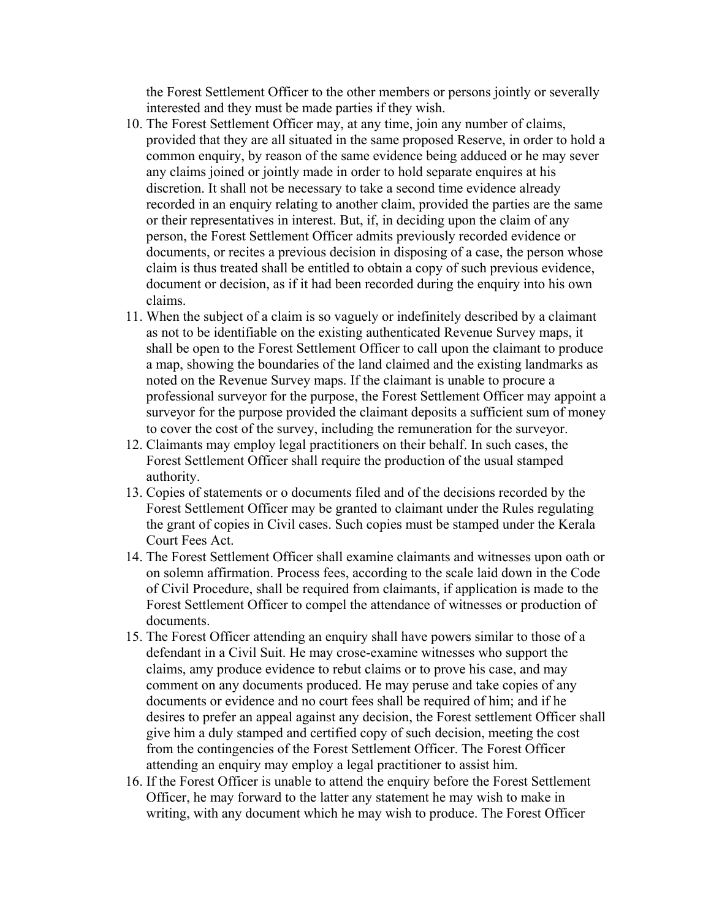the Forest Settlement Officer to the other members or persons jointly or severally interested and they must be made parties if they wish.

10. The Forest Settlement Officer may, at any time, join any number of claims, provided that they are all situated in the same proposed Reserve, in order to hold a common enquiry, by reason of the same evidence being adduced or he may sever any claims joined or jointly made in order to hold separate enquires at his discretion. It shall not be necessary to take a second time evidence already recorded in an enquiry relating to another claim, provided the parties are the same or their representatives in interest. But, if, in deciding upon the claim of any person, the Forest Settlement Officer admits previously recorded evidence or documents, or recites a previous decision in disposing of a case, the person whose claim is thus treated shall be entitled to obtain a copy of such previous evidence, document or decision, as if it had been recorded during the enquiry into his own claims.
11. When the subject of a claim is so vaguely or indefinitely described by a claimant as not to be identifiable on the existing authenticated Revenue Survey maps, it shall be open to the Forest Settlement Officer to call upon the claimant to produce a map, showing the boundaries of the land claimed and the existing landmarks as noted on the Revenue Survey maps. If the claimant is unable to procure a professional surveyor for the purpose, the Forest Settlement Officer may appoint a surveyor for the purpose provided the claimant deposits a sufficient sum of money to cover the cost of the survey, including the remuneration for the surveyor.
12. Claimants may employ legal practitioners on their behalf. In such cases, the Forest Settlement Officer shall require the production of the usual stamped authority.
13. Copies of statements or o documents filed and of the decisions recorded by the Forest Settlement Officer may be granted to claimant under the Rules regulating the grant of copies in Civil cases. Such copies must be stamped under the Kerala Court Fees Act.
14. The Forest Settlement Officer shall examine claimants and witnesses upon oath or on solemn affirmation. Process fees, according to the scale laid down in the Code of Civil Procedure, shall be required from claimants, if application is made to the Forest Settlement Officer to compel the attendance of witnesses or production of documents.
15. The Forest Officer attending an enquiry shall have powers similar to those of a defendant in a Civil Suit. He may crose-examine witnesses who support the claims, amy produce evidence to rebut claims or to prove his case, and may comment on any documents produced. He may peruse and take copies of any documents or evidence and no court fees shall be required of him; and if he desires to prefer an appeal against any decision, the Forest settlement Officer shall give him a duly stamped and certified copy of such decision, meeting the cost from the contingencies of the Forest Settlement Officer. The Forest Officer attending an enquiry may employ a legal practitioner to assist him.
16. If the Forest Officer is unable to attend the enquiry before the Forest Settlement Officer, he may forward to the latter any statement he may wish to make in writing, with any document which he may wish to produce. The Forest Officer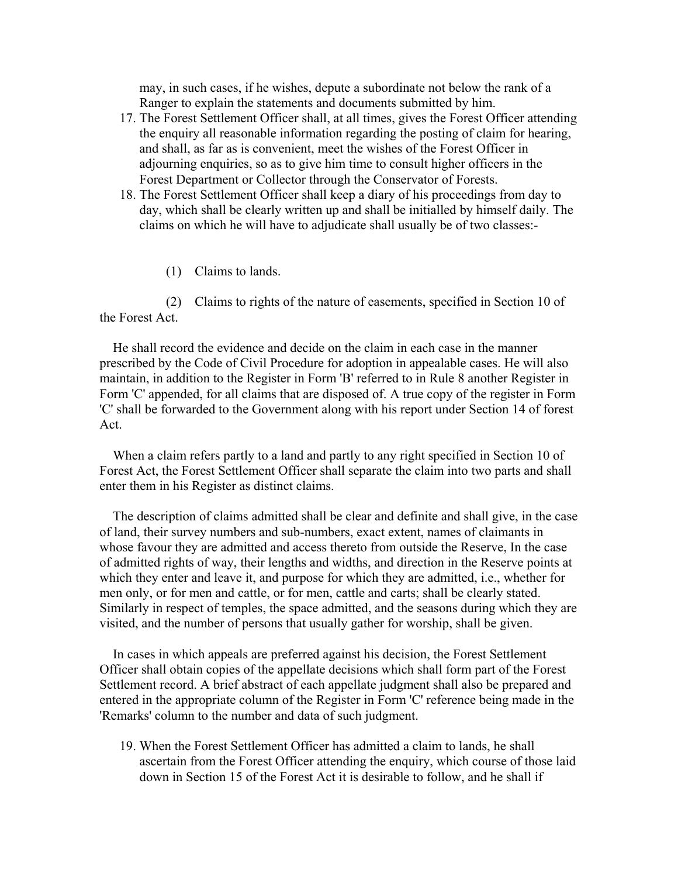may, in such cases, if he wishes, depute a subordinate not below the rank of a Ranger to explain the statements and documents submitted by him.

17. The Forest Settlement Officer shall, at all times, gives the Forest Officer attending the enquiry all reasonable information regarding the posting of claim for hearing, and shall, as far as is convenient, meet the wishes of the Forest Officer in adjourning enquiries, so as to give him time to consult higher officers in the Forest Department or Collector through the Conservator of Forests.
18. The Forest Settlement Officer shall keep a diary of his proceedings from day to day, which shall be clearly written up and shall be initialled by himself daily. The claims on which he will have to adjudicate shall usually be of two classes:-

(1) Claims to lands.

(2) Claims to rights of the nature of easements, specified in Section 10 of the Forest Act.

He shall record the evidence and decide on the claim in each case in the manner prescribed by the Code of Civil Procedure for adoption in appealable cases. He will also maintain, in addition to the Register in Form 'B' referred to in Rule 8 another Register in Form 'C' appended, for all claims that are disposed of. A true copy of the register in Form 'C' shall be forwarded to the Government along with his report under Section 14 of forest Act.

When a claim refers partly to a land and partly to any right specified in Section 10 of Forest Act, the Forest Settlement Officer shall separate the claim into two parts and shall enter them in his Register as distinct claims.

The description of claims admitted shall be clear and definite and shall give, in the case of land, their survey numbers and sub-numbers, exact extent, names of claimants in whose favour they are admitted and access thereto from outside the Reserve, In the case of admitted rights of way, their lengths and widths, and direction in the Reserve points at which they enter and leave it, and purpose for which they are admitted, i.e., whether for men only, or for men and cattle, or for men, cattle and carts; shall be clearly stated. Similarly in respect of temples, the space admitted, and the seasons during which they are visited, and the number of persons that usually gather for worship, shall be given.

In cases in which appeals are preferred against his decision, the Forest Settlement Officer shall obtain copies of the appellate decisions which shall form part of the Forest Settlement record. A brief abstract of each appellate judgment shall also be prepared and entered in the appropriate column of the Register in Form 'C' reference being made in the 'Remarks' column to the number and data of such judgment.

19. When the Forest Settlement Officer has admitted a claim to lands, he shall ascertain from the Forest Officer attending the enquiry, which course of those laid down in Section 15 of the Forest Act it is desirable to follow, and he shall if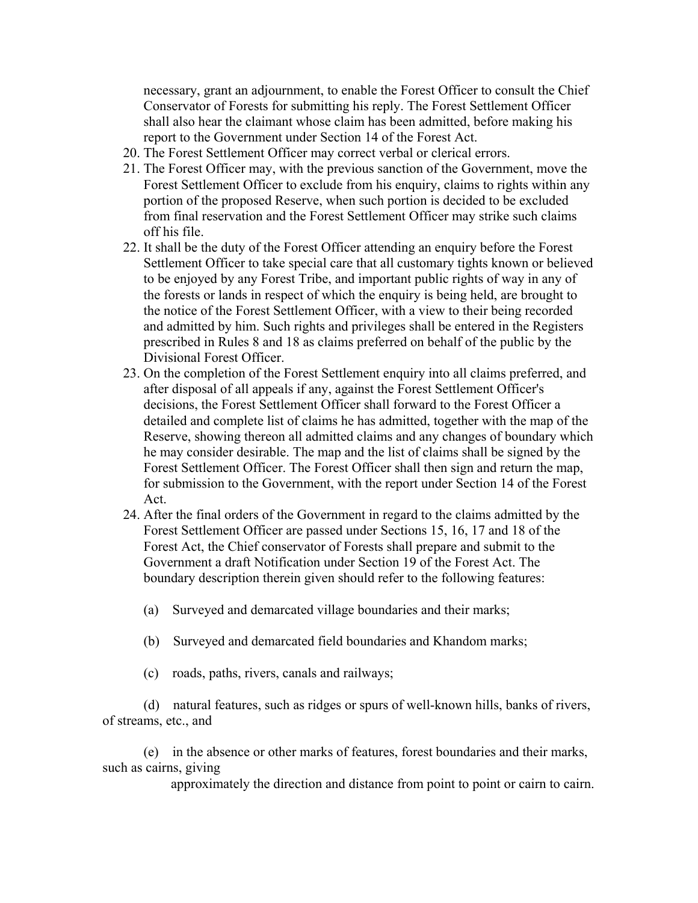necessary, grant an adjournment, to enable the Forest Officer to consult the Chief Conservator of Forests for submitting his reply. The Forest Settlement Officer shall also hear the claimant whose claim has been admitted, before making his report to the Government under Section 14 of the Forest Act.

20. The Forest Settlement Officer may correct verbal or clerical errors.
21. The Forest Officer may, with the previous sanction of the Government, move the Forest Settlement Officer to exclude from his enquiry, claims to rights within any portion of the proposed Reserve, when such portion is decided to be excluded from final reservation and the Forest Settlement Officer may strike such claims off his file.
22. It shall be the duty of the Forest Officer attending an enquiry before the Forest Settlement Officer to take special care that all customary tights known or believed to be enjoyed by any Forest Tribe, and important public rights of way in any of the forests or lands in respect of which the enquiry is being held, are brought to the notice of the Forest Settlement Officer, with a view to their being recorded and admitted by him. Such rights and privileges shall be entered in the Registers prescribed in Rules 8 and 18 as claims preferred on behalf of the public by the Divisional Forest Officer.
23. On the completion of the Forest Settlement enquiry into all claims preferred, and after disposal of all appeals if any, against the Forest Settlement Officer's decisions, the Forest Settlement Officer shall forward to the Forest Officer a detailed and complete list of claims he has admitted, together with the map of the Reserve, showing thereon all admitted claims and any changes of boundary which he may consider desirable. The map and the list of claims shall be signed by the Forest Settlement Officer. The Forest Officer shall then sign and return the map, for submission to the Government, with the report under Section 14 of the Forest Act.
24. After the final orders of the Government in regard to the claims admitted by the Forest Settlement Officer are passed under Sections 15, 16, 17 and 18 of the Forest Act, the Chief conservator of Forests shall prepare and submit to the Government a draft Notification under Section 19 of the Forest Act. The boundary description therein given should refer to the following features:

(a) Surveyed and demarcated village boundaries and their marks;

(b) Surveyed and demarcated field boundaries and Khandom marks;

(c) roads, paths, rivers, canals and railways;

(d) natural features, such as ridges or spurs of well-known hills, banks of rivers, of streams, etc., and

(e) in the absence or other marks of features, forest boundaries and their marks, such as cairns, giving approximately the direction and distance from point to point or cairn to cairn.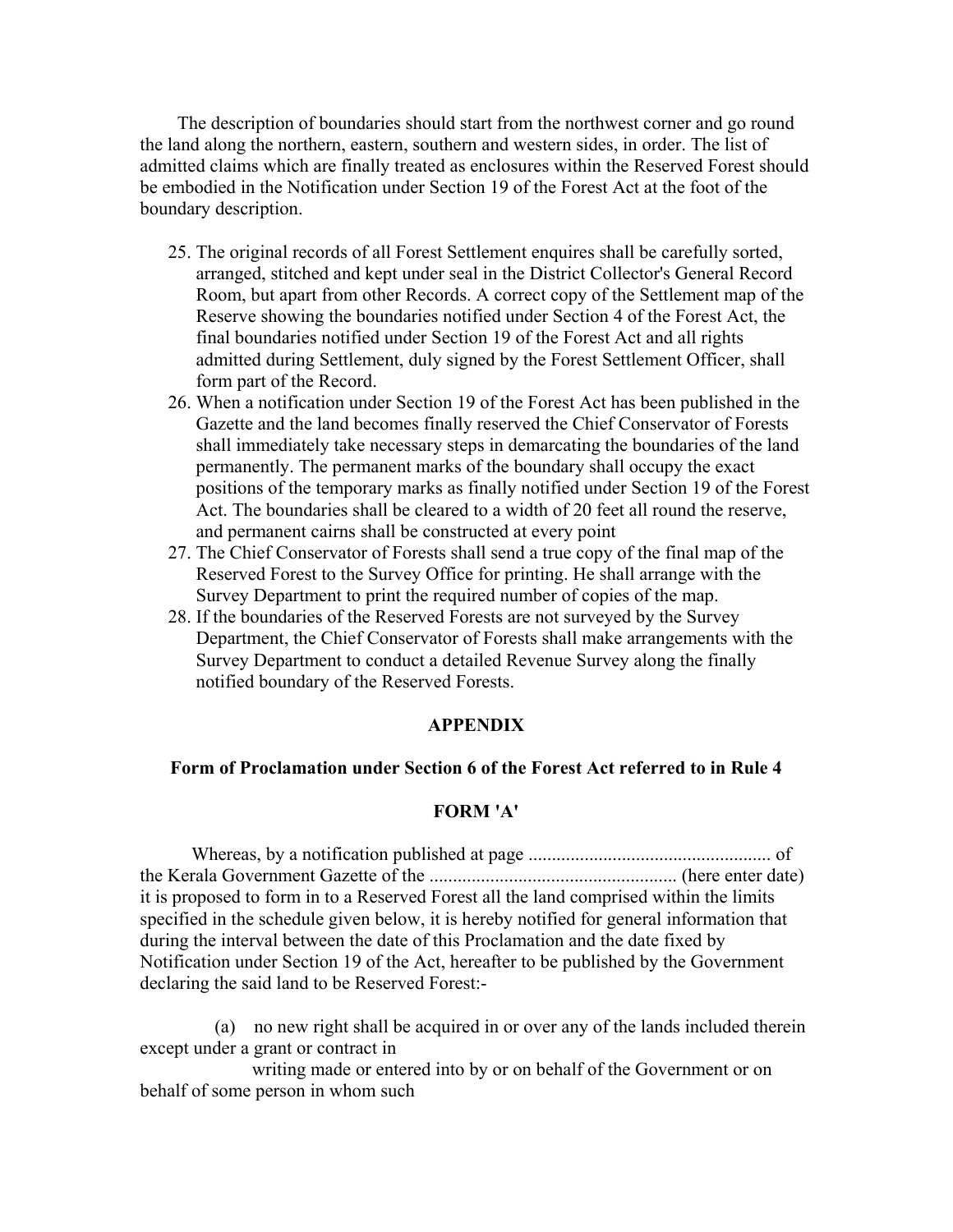The description of boundaries should start from the northwest corner and go round the land along the northern, eastern, southern and western sides, in order. The list of admitted claims which are finally treated as enclosures within the Reserved Forest should be embodied in the Notification under Section 19 of the Forest Act at the foot of the boundary description.

25. The original records of all Forest Settlement enquires shall be carefully sorted, arranged, stitched and kept under seal in the District Collector's General Record Room, but apart from other Records. A correct copy of the Settlement map of the Reserve showing the boundaries notified under Section 4 of the Forest Act, the final boundaries notified under Section 19 of the Forest Act and all rights admitted during Settlement, duly signed by the Forest Settlement Officer, shall form part of the Record.
26. When a notification under Section 19 of the Forest Act has been published in the Gazette and the land becomes finally reserved the Chief Conservator of Forests shall immediately take necessary steps in demarcating the boundaries of the land permanently. The permanent marks of the boundary shall occupy the exact positions of the temporary marks as finally notified under Section 19 of the Forest Act. The boundaries shall be cleared to a width of 20 feet all round the reserve, and permanent cairns shall be constructed at every point
27. The Chief Conservator of Forests shall send a true copy of the final map of the Reserved Forest to the Survey Office for printing. He shall arrange with the Survey Department to print the required number of copies of the map.
28. If the boundaries of the Reserved Forests are not surveyed by the Survey Department, the Chief Conservator of Forests shall make arrangements with the Survey Department to conduct a detailed Revenue Survey along the finally notified boundary of the Reserved Forests.

## APPENDIX

### Form of Proclamation under Section 6 of the Forest Act referred to in Rule 4

### FORM 'A'

Whereas, by a notification published at page .................................................... of the Kerala Government Gazette of the .................................................... (here enter date) it is proposed to form in to a Reserved Forest all the land comprised within the limits specified in the schedule given below, it is hereby notified for general information that during the interval between the date of this Proclamation and the date fixed by Notification under Section 19 of the Act, hereafter to be published by the Government declaring the said land to be Reserved Forest:-

(a) no new right shall be acquired in or over any of the lands included therein except under a grant or contract in writing made or entered into by or on behalf of the Government or on behalf of some person in whom such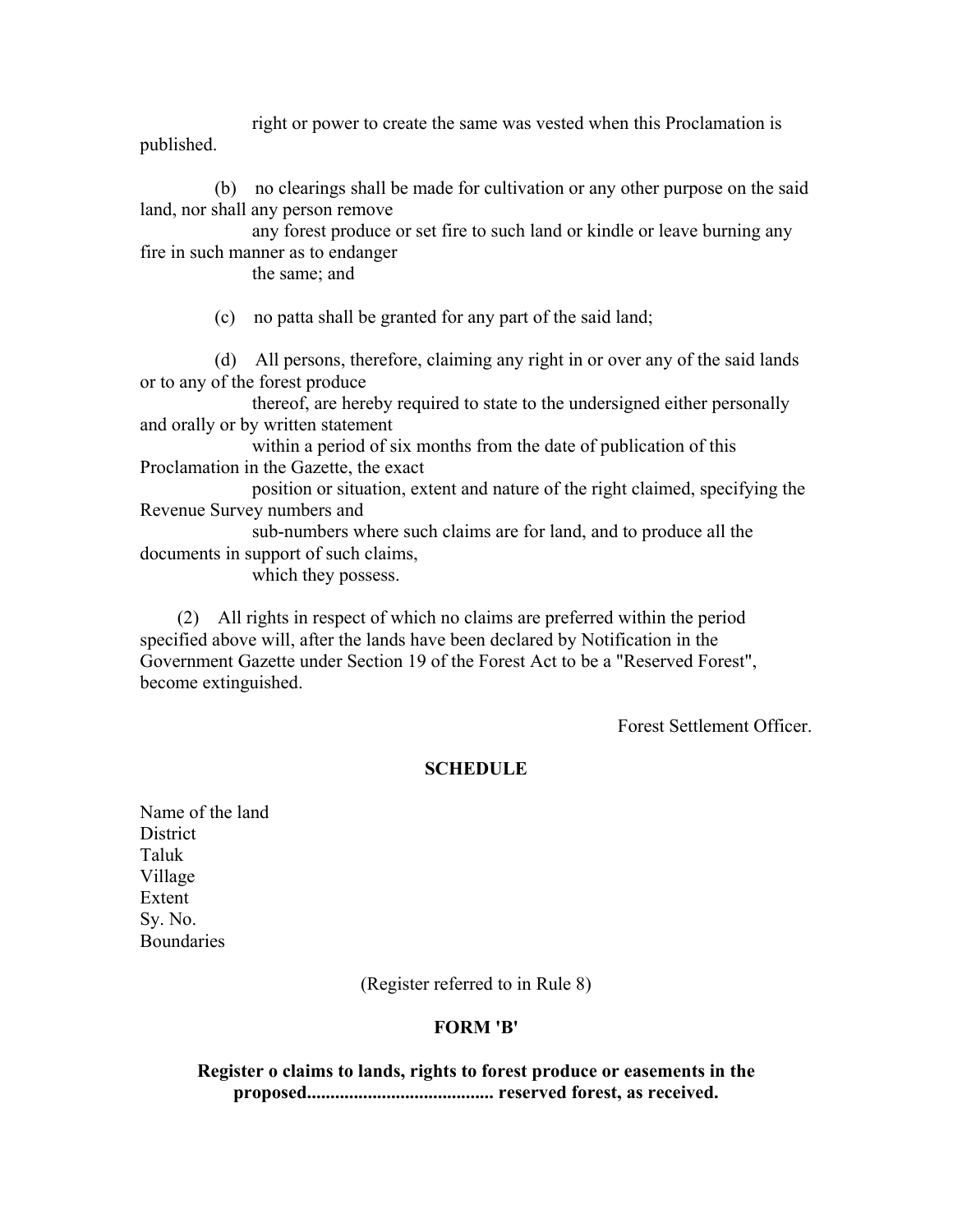right or power to create the same was vested when this Proclamation is published.

(b) no clearings shall be made for cultivation or any other purpose on the said land, nor shall any person remove any forest produce or set fire to such land or kindle or leave burning any fire in such manner as to endanger the same; and

(c) no patta shall be granted for any part of the said land;

(d) All persons, therefore, claiming any right in or over any of the said lands or to any of the forest produce thereof, are hereby required to state to the undersigned either personally and orally or by written statement within a period of six months from the date of publication of this Proclamation in the Gazette, the exact position or situation, extent and nature of the right claimed, specifying the Revenue Survey numbers and sub-numbers where such claims are for land, and to produce all the documents in support of such claims, which they possess.

(2) All rights in respect of which no claims are preferred within the period specified above will, after the lands have been declared by Notification in the Government Gazette under Section 19 of the Forest Act to be a "Reserved Forest", become extinguished.

Forest Settlement Officer.

**SCHEDULE**

Name of the land
District
Taluk
Village
Extent
Sy. No.
Boundaries

(Register referred to in Rule 8)

**FORM 'B'**

**Register o claims to lands, rights to forest produce or easements in the proposed....................................... reserved forest, as received.**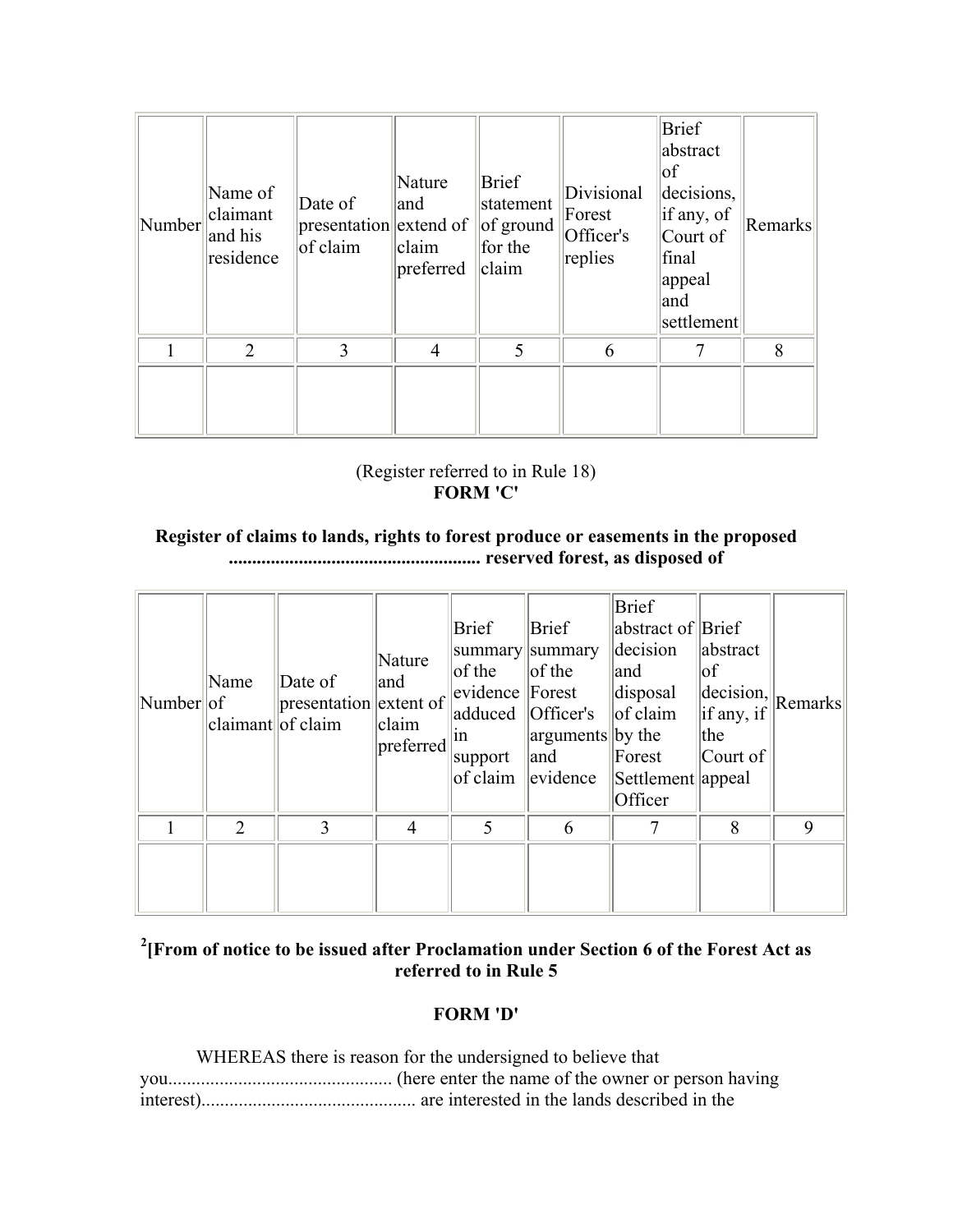| Number | Name of claimant and his residence | Date of presentation of claim | Nature and extend of claim preferred | Brief statement of ground for the claim | Divisional Forest Officer's replies | Brief abstract of decisions, if any, of Court of final appeal and settlement | Remarks |
|---|---|---|---|---|---|---|---|
| 1 | 2 | 3 | 4 | 5 | 6 | 7 | 8 |
| | | | | | | | |

(Register referred to in Rule 18)

**FORM 'C'**

**Register of claims to lands, rights to forest produce or easements in the proposed ...................................................... reserved forest, as disposed of**

| Number | Name of claimant | Date of presentation of claim | Nature and extent of claim preferred | Brief summary of the evidence adduced in support of claim | Brief summary of the Forest Officer's arguments and evidence | Brief abstract of decision and disposal of claim by the Forest Settlement Officer | Brief abstract of decision, if any, if the Court of appeal | Remarks |
|---|---|---|---|---|---|---|---|---|
| 1 | 2 | 3 | 4 | 5 | 6 | 7 | 8 | 9 |
| | | | | | | | | |

**[2][From of notice to be issued after Proclamation under Section 6 of the Forest Act as referred to in Rule 5**

**FORM 'D'**

WHEREAS there is reason for the undersigned to believe that you................................................ (here enter the name of the owner or person having interest).............................................. are interested in the lands described in the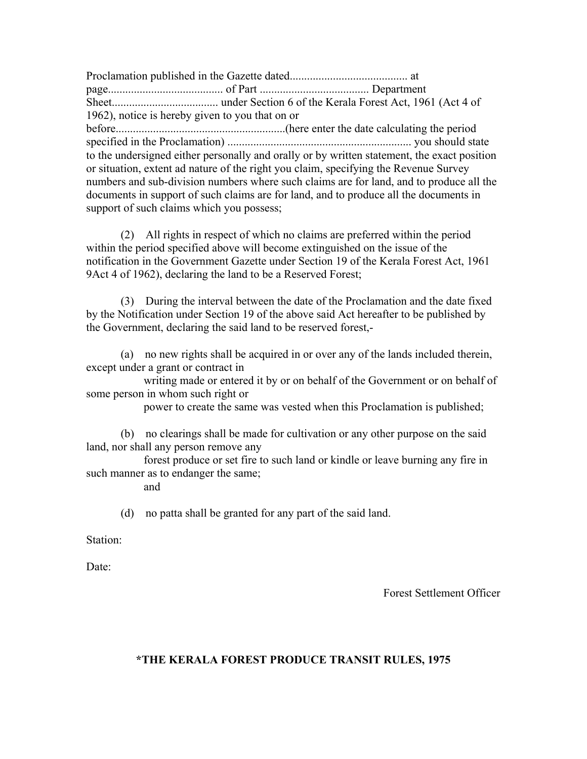Proclamation published in the Gazette dated......................................... at page........................................ of Part ...................................... Department Sheet..................................... under Section 6 of the Kerala Forest Act, 1961 (Act 4 of 1962), notice is hereby given to you that on or before..........................................................(here enter the date calculating the period specified in the Proclamation) ................................................................ you should state to the undersigned either personally and orally or by written statement, the exact position or situation, extent ad nature of the right you claim, specifying the Revenue Survey numbers and sub-division numbers where such claims are for land, and to produce all the documents in support of such claims are for land, and to produce all the documents in support of such claims which you possess;

(2) All rights in respect of which no claims are preferred within the period within the period specified above will become extinguished on the issue of the notification in the Government Gazette under Section 19 of the Kerala Forest Act, 1961 9Act 4 of 1962), declaring the land to be a Reserved Forest;

(3) During the interval between the date of the Proclamation and the date fixed by the Notification under Section 19 of the above said Act hereafter to be published by the Government, declaring the said land to be reserved forest,-

(a) no new rights shall be acquired in or over any of the lands included therein, except under a grant or contract in writing made or entered it by or on behalf of the Government or on behalf of some person in whom such right or power to create the same was vested when this Proclamation is published;

(b) no clearings shall be made for cultivation or any other purpose on the said land, nor shall any person remove any forest produce or set fire to such land or kindle or leave burning any fire in such manner as to endanger the same; and

(d) no patta shall be granted for any part of the said land.

Station:

Date:

Forest Settlement Officer

## *THE KERALA FOREST PRODUCE TRANSIT RULES, 1975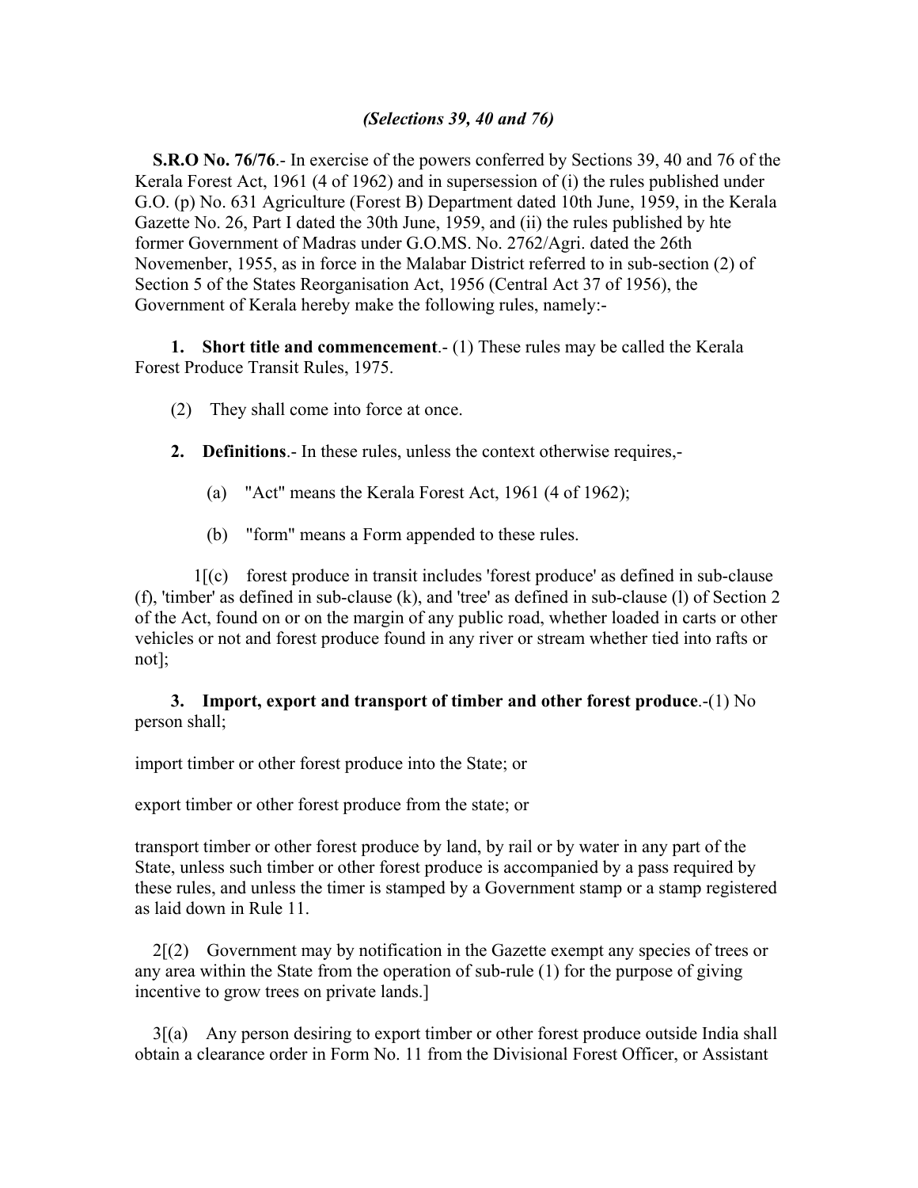*(Selections 39, 40 and 76)*

**S.R.O No. 76/76**.- In exercise of the powers conferred by Sections 39, 40 and 76 of the Kerala Forest Act, 1961 (4 of 1962) and in supersession of (i) the rules published under G.O. (p) No. 631 Agriculture (Forest B) Department dated 10th June, 1959, in the Kerala Gazette No. 26, Part I dated the 30th June, 1959, and (ii) the rules published by hte former Government of Madras under G.O.MS. No. 2762/Agri. dated the 26th Novemenber, 1955, as in force in the Malabar District referred to in sub-section (2) of Section 5 of the States Reorganisation Act, 1956 (Central Act 37 of 1956), the Government of Kerala hereby make the following rules, namely:-

**1. Short title and commencement**.- (1) These rules may be called the Kerala Forest Produce Transit Rules, 1975.

(2) They shall come into force at once.

**2. Definitions**.- In these rules, unless the context otherwise requires,-

(a) "Act" means the Kerala Forest Act, 1961 (4 of 1962);

(b) "form" means a Form appended to these rules.

1[(c) forest produce in transit includes 'forest produce' as defined in sub-clause (f), 'timber' as defined in sub-clause (k), and 'tree' as defined in sub-clause (l) of Section 2 of the Act, found on or on the margin of any public road, whether loaded in carts or other vehicles or not and forest produce found in any river or stream whether tied into rafts or not];

**3. Import, export and transport of timber and other forest produce**.-(1) No person shall;

import timber or other forest produce into the State; or

export timber or other forest produce from the state; or

transport timber or other forest produce by land, by rail or by water in any part of the State, unless such timber or other forest produce is accompanied by a pass required by these rules, and unless the timer is stamped by a Government stamp or a stamp registered as laid down in Rule 11.

2[(2) Government may by notification in the Gazette exempt any species of trees or any area within the State from the operation of sub-rule (1) for the purpose of giving incentive to grow trees on private lands.]

3[(a) Any person desiring to export timber or other forest produce outside India shall obtain a clearance order in Form No. 11 from the Divisional Forest Officer, or Assistant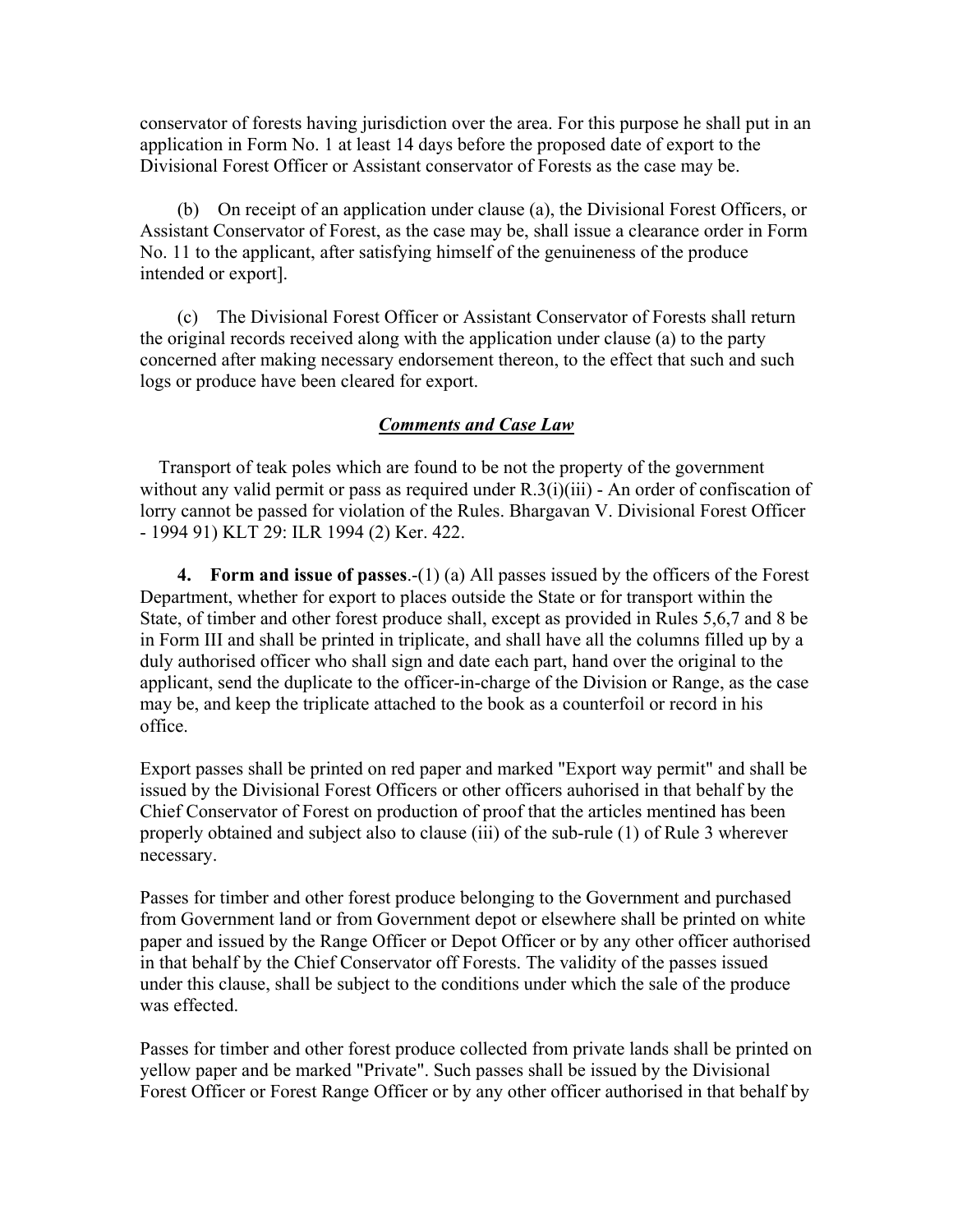conservator of forests having jurisdiction over the area. For this purpose he shall put in an application in Form No. 1 at least 14 days before the proposed date of export to the Divisional Forest Officer or Assistant conservator of Forests as the case may be.

(b) On receipt of an application under clause (a), the Divisional Forest Officers, or Assistant Conservator of Forest, as the case may be, shall issue a clearance order in Form No. 11 to the applicant, after satisfying himself of the genuineness of the produce intended or export].

(c) The Divisional Forest Officer or Assistant Conservator of Forests shall return the original records received along with the application under clause (a) to the party concerned after making necessary endorsement thereon, to the effect that such and such logs or produce have been cleared for export.

***Comments and Case Law***

Transport of teak poles which are found to be not the property of the government without any valid permit or pass as required under R.3(i)(iii) - An order of confiscation of lorry cannot be passed for violation of the Rules. Bhargavan V. Divisional Forest Officer - 1994 91) KLT 29: ILR 1994 (2) Ker. 422.

**4. Form and issue of passes**.-(1) (a) All passes issued by the officers of the Forest Department, whether for export to places outside the State or for transport within the State, of timber and other forest produce shall, except as provided in Rules 5,6,7 and 8 be in Form III and shall be printed in triplicate, and shall have all the columns filled up by a duly authorised officer who shall sign and date each part, hand over the original to the applicant, send the duplicate to the officer-in-charge of the Division or Range, as the case may be, and keep the triplicate attached to the book as a counterfoil or record in his office.

Export passes shall be printed on red paper and marked "Export way permit" and shall be issued by the Divisional Forest Officers or other officers auhorised in that behalf by the Chief Conservator of Forest on production of proof that the articles mentined has been properly obtained and subject also to clause (iii) of the sub-rule (1) of Rule 3 wherever necessary.

Passes for timber and other forest produce belonging to the Government and purchased from Government land or from Government depot or elsewhere shall be printed on white paper and issued by the Range Officer or Depot Officer or by any other officer authorised in that behalf by the Chief Conservator off Forests. The validity of the passes issued under this clause, shall be subject to the conditions under which the sale of the produce was effected.

Passes for timber and other forest produce collected from private lands shall be printed on yellow paper and be marked "Private". Such passes shall be issued by the Divisional Forest Officer or Forest Range Officer or by any other officer authorised in that behalf by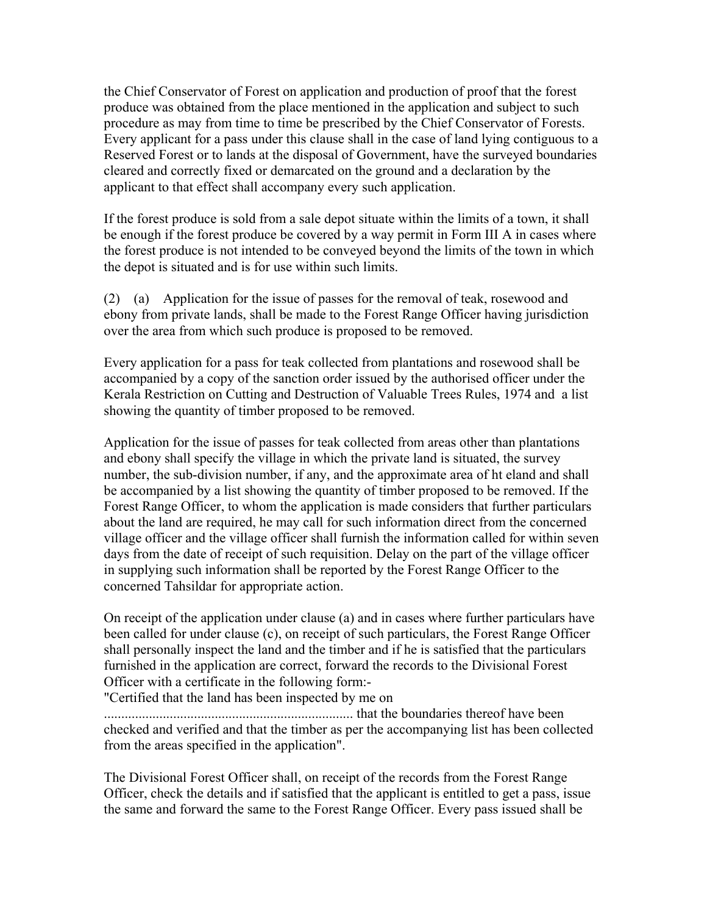the Chief Conservator of Forest on application and production of proof that the forest produce was obtained from the place mentioned in the application and subject to such procedure as may from time to time be prescribed by the Chief Conservator of Forests. Every applicant for a pass under this clause shall in the case of land lying contiguous to a Reserved Forest or to lands at the disposal of Government, have the surveyed boundaries cleared and correctly fixed or demarcated on the ground and a declaration by the applicant to that effect shall accompany every such application.

If the forest produce is sold from a sale depot situate within the limits of a town, it shall be enough if the forest produce be covered by a way permit in Form III A in cases where the forest produce is not intended to be conveyed beyond the limits of the town in which the depot is situated and is for use within such limits.

(2) (a) Application for the issue of passes for the removal of teak, rosewood and ebony from private lands, shall be made to the Forest Range Officer having jurisdiction over the area from which such produce is proposed to be removed.

Every application for a pass for teak collected from plantations and rosewood shall be accompanied by a copy of the sanction order issued by the authorised officer under the Kerala Restriction on Cutting and Destruction of Valuable Trees Rules, 1974 and a list showing the quantity of timber proposed to be removed.

Application for the issue of passes for teak collected from areas other than plantations and ebony shall specify the village in which the private land is situated, the survey number, the sub-division number, if any, and the approximate area of ht eland and shall be accompanied by a list showing the quantity of timber proposed to be removed. If the Forest Range Officer, to whom the application is made considers that further particulars about the land are required, he may call for such information direct from the concerned village officer and the village officer shall furnish the information called for within seven days from the date of receipt of such requisition. Delay on the part of the village officer in supplying such information shall be reported by the Forest Range Officer to the concerned Tahsildar for appropriate action.

On receipt of the application under clause (a) and in cases where further particulars have been called for under clause (c), on receipt of such particulars, the Forest Range Officer shall personally inspect the land and the timber and if he is satisfied that the particulars furnished in the application are correct, forward the records to the Divisional Forest Officer with a certificate in the following form:-

"Certified that the land has been inspected by me on ........................................................................ that the boundaries thereof have been checked and verified and that the timber as per the accompanying list has been collected from the areas specified in the application".

The Divisional Forest Officer shall, on receipt of the records from the Forest Range Officer, check the details and if satisfied that the applicant is entitled to get a pass, issue the same and forward the same to the Forest Range Officer. Every pass issued shall be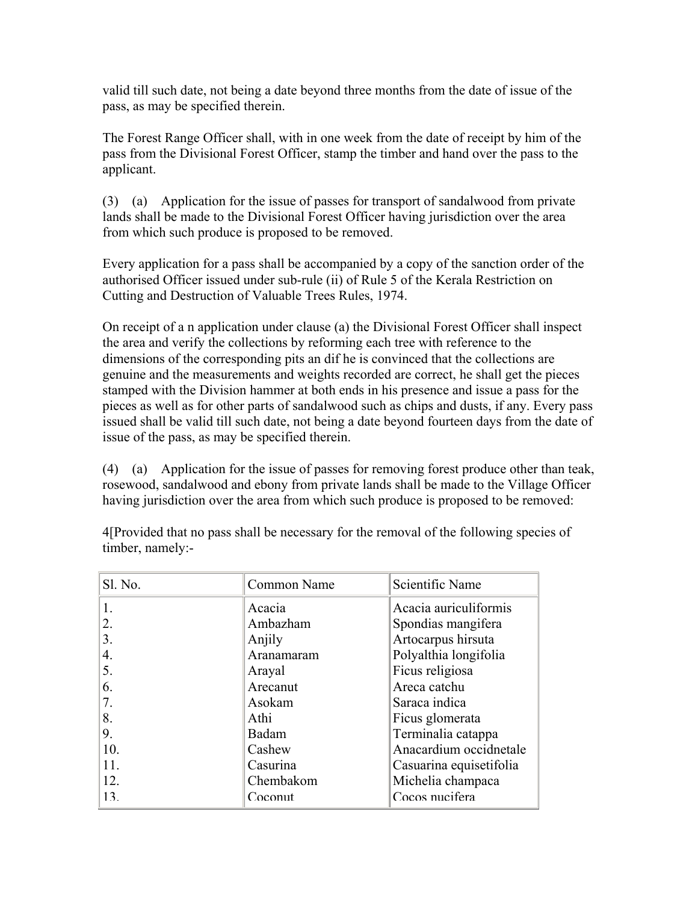valid till such date, not being a date beyond three months from the date of issue of the pass, as may be specified therein.

The Forest Range Officer shall, with in one week from the date of receipt by him of the pass from the Divisional Forest Officer, stamp the timber and hand over the pass to the applicant.

(3) (a) Application for the issue of passes for transport of sandalwood from private lands shall be made to the Divisional Forest Officer having jurisdiction over the area from which such produce is proposed to be removed.

Every application for a pass shall be accompanied by a copy of the sanction order of the authorised Officer issued under sub-rule (ii) of Rule 5 of the Kerala Restriction on Cutting and Destruction of Valuable Trees Rules, 1974.

On receipt of a n application under clause (a) the Divisional Forest Officer shall inspect the area and verify the collections by reforming each tree with reference to the dimensions of the corresponding pits an dif he is convinced that the collections are genuine and the measurements and weights recorded are correct, he shall get the pieces stamped with the Division hammer at both ends in his presence and issue a pass for the pieces as well as for other parts of sandalwood such as chips and dusts, if any. Every pass issued shall be valid till such date, not being a date beyond fourteen days from the date of issue of the pass, as may be specified therein.

(4) (a) Application for the issue of passes for removing forest produce other than teak, rosewood, sandalwood and ebony from private lands shall be made to the Village Officer having jurisdiction over the area from which such produce is proposed to be removed:

4[Provided that no pass shall be necessary for the removal of the following species of timber, namely:-

| Sl. No. | Common Name | Scientific Name |
|---|---|---|
| 1. | Acacia | Acacia auriculiformis |
| 2. | Ambazham | Spondias mangifera |
| 3. | Anjily | Artocarpus hirsuta |
| 4. | Aranamaram | Polyalthia longifolia |
| 5. | Arayal | Ficus religiosa |
| 6. | Arecanut | Areca catchu |
| 7. | Asokam | Saraca indica |
| 8. | Athi | Ficus glomerata |
| 9. | Badam | Terminalia catappa |
| 10. | Cashew | Anacardium occidnetale |
| 11. | Casurina | Casuarina equisetifolia |
| 12. | Chembakom | Michelia champaca |
| 13. | Coconut | Cocos nucifera |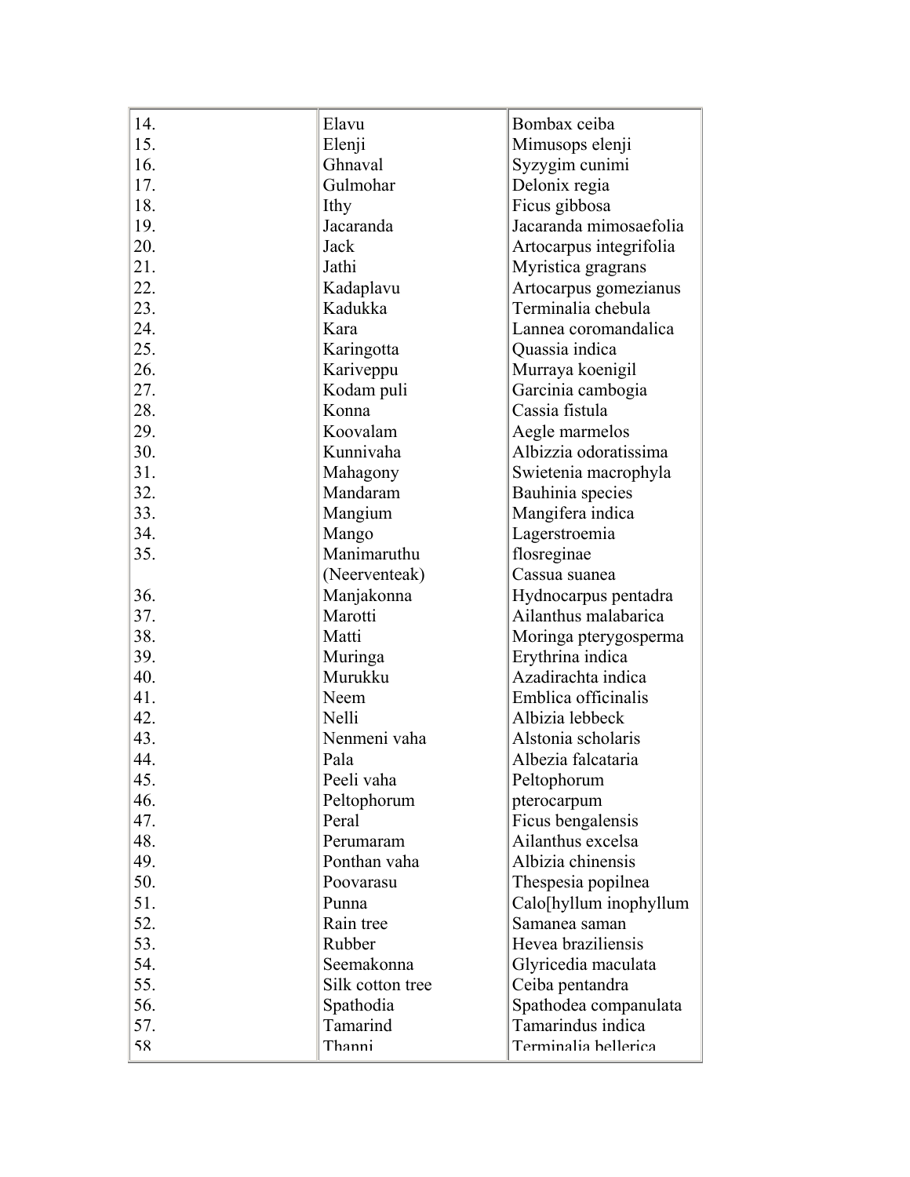| | | |
|---|---|---|
| 14. | Elavu | Bombax ceiba |
| 15. | Elenji | Mimusops elenji |
| 16. | Ghnaval | Syzygim cunimi |
| 17. | Gulmohar | Delonix regia |
| 18. | Ithy | Ficus gibbosa |
| 19. | Jacaranda | Jacaranda mimosaefolia |
| 20. | Jack | Artocarpus integrifolia |
| 21. | Jathi | Myristica gragrans |
| 22. | Kadaplavu | Artocarpus gomezianus |
| 23. | Kadukka | Terminalia chebula |
| 24. | Kara | Lannea coromandalica |
| 25. | Karingotta | Quassia indica |
| 26. | Kariveppu | Murraya koenigil |
| 27. | Kodam puli | Garcinia cambogia |
| 28. | Konna | Cassia fistula |
| 29. | Koovalam | Aegle marmelos |
| 30. | Kunnivaha | Albizzia odoratissima |
| 31. | Mahagony | Swietenia macrophyla |
| 32. | Mandaram | Bauhinia species |
| 33. | Mangium | Mangifera indica |
| 34. | Mango | Lagerstroemia |
| 35. | Manimaruthu (Neerventeak) | flosreginae Cassua suanea |
| 36. | Manjakonna | Hydnocarpus pentadra |
| 37. | Marotti | Ailanthus malabarica |
| 38. | Matti | Moringa pterygosperma |
| 39. | Muringa | Erythrina indica |
| 40. | Murukku | Azadirachta indica |
| 41. | Neem | Emblica officinalis |
| 42. | Nelli | Albizia lebbeck |
| 43. | Nenmeni vaha | Alstonia scholaris |
| 44. | Pala | Albezia falcataria |
| 45. | Peeli vaha | Peltophorum |
| 46. | Peltophorum | pterocarpum |
| 47. | Peral | Ficus bengalensis |
| 48. | Perumaram | Ailanthus excelsa |
| 49. | Ponthan vaha | Albizia chinensis |
| 50. | Poovarasu | Thespesia popilnea |
| 51. | Punna | Calo[hyllum inophyllum |
| 52. | Rain tree | Samanea saman |
| 53. | Rubber | Hevea braziliensis |
| 54. | Seemakonna | Glyricedia maculata |
| 55. | Silk cotton tree | Ceiba pentandra |
| 56. | Spathodia | Spathodea companulata |
| 57. | Tamarind | Tamarindus indica |
| 58 | Thanni | Terminalia bellerica |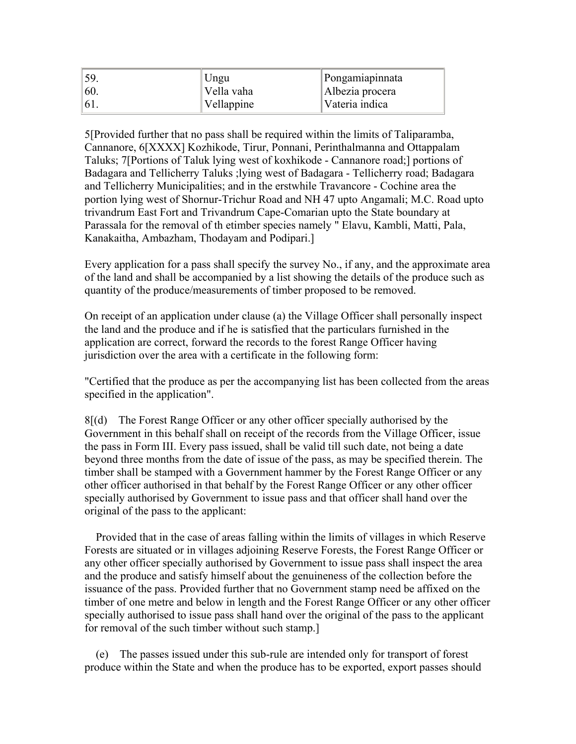| 59. | Ungu | Pongamiapinnata |
|---|---|---|
| 60. | Vella vaha | Albezia procera |
| 61. | Vellappine | Vateria indica |

5[Provided further that no pass shall be required within the limits of Taliparamba, Cannanore, 6[XXXX] Kozhikode, Tirur, Ponnani, Perinthalmanna and Ottappalam Taluks; 7[Portions of Taluk lying west of koxhikode - Cannanore road;] portions of Badagara and Tellicherry Taluks ;lying west of Badagara - Tellicherry road; Badagara and Tellicherry Municipalities; and in the erstwhile Travancore - Cochine area the portion lying west of Shornur-Trichur Road and NH 47 upto Angamali; M.C. Road upto trivandrum East Fort and Trivandrum Cape-Comarian upto the State boundary at Parassala for the removal of th etimber species namely " Elavu, Kambli, Matti, Pala, Kanakaitha, Ambazham, Thodayam and Podipari.]

Every application for a pass shall specify the survey No., if any, and the approximate area of the land and shall be accompanied by a list showing the details of the produce such as quantity of the produce/measurements of timber proposed to be removed.

On receipt of an application under clause (a) the Village Officer shall personally inspect the land and the produce and if he is satisfied that the particulars furnished in the application are correct, forward the records to the forest Range Officer having jurisdiction over the area with a certificate in the following form:

"Certified that the produce as per the accompanying list has been collected from the areas specified in the application".

8[(d) The Forest Range Officer or any other officer specially authorised by the Government in this behalf shall on receipt of the records from the Village Officer, issue the pass in Form III. Every pass issued, shall be valid till such date, not being a date beyond three months from the date of issue of the pass, as may be specified therein. The timber shall be stamped with a Government hammer by the Forest Range Officer or any other officer authorised in that behalf by the Forest Range Officer or any other officer specially authorised by Government to issue pass and that officer shall hand over the original of the pass to the applicant:

Provided that in the case of areas falling within the limits of villages in which Reserve Forests are situated or in villages adjoining Reserve Forests, the Forest Range Officer or any other officer specially authorised by Government to issue pass shall inspect the area and the produce and satisfy himself about the genuineness of the collection before the issuance of the pass. Provided further that no Government stamp need be affixed on the timber of one metre and below in length and the Forest Range Officer or any other officer specially authorised to issue pass shall hand over the original of the pass to the applicant for removal of the such timber without such stamp.]

(e) The passes issued under this sub-rule are intended only for transport of forest produce within the State and when the produce has to be exported, export passes should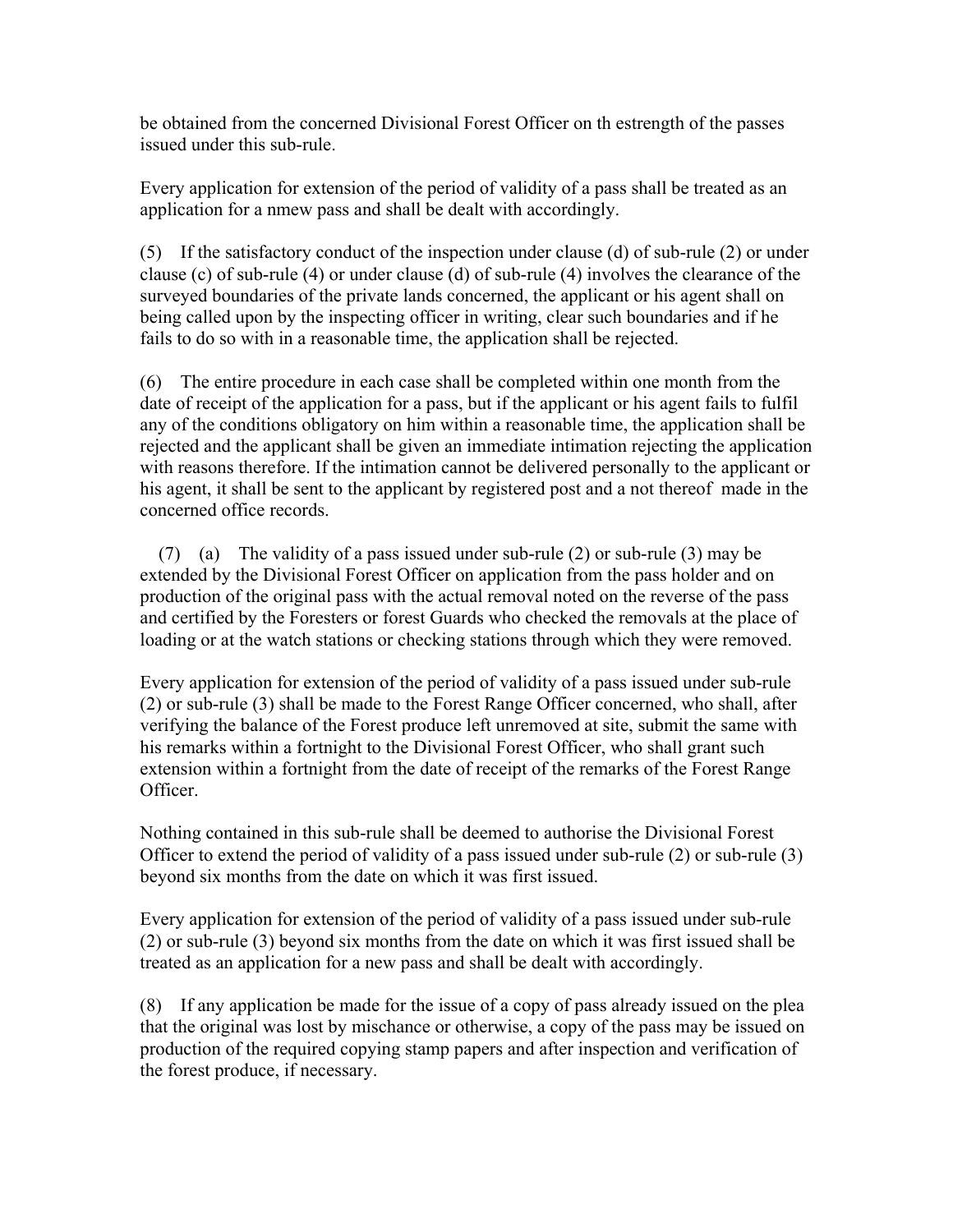be obtained from the concerned Divisional Forest Officer on th estrength of the passes issued under this sub-rule.

Every application for extension of the period of validity of a pass shall be treated as an application for a nmew pass and shall be dealt with accordingly.

(5) If the satisfactory conduct of the inspection under clause (d) of sub-rule (2) or under clause (c) of sub-rule (4) or under clause (d) of sub-rule (4) involves the clearance of the surveyed boundaries of the private lands concerned, the applicant or his agent shall on being called upon by the inspecting officer in writing, clear such boundaries and if he fails to do so with in a reasonable time, the application shall be rejected.

(6) The entire procedure in each case shall be completed within one month from the date of receipt of the application for a pass, but if the applicant or his agent fails to fulfil any of the conditions obligatory on him within a reasonable time, the application shall be rejected and the applicant shall be given an immediate intimation rejecting the application with reasons therefore. If the intimation cannot be delivered personally to the applicant or his agent, it shall be sent to the applicant by registered post and a not thereof made in the concerned office records.

(7) (a) The validity of a pass issued under sub-rule (2) or sub-rule (3) may be extended by the Divisional Forest Officer on application from the pass holder and on production of the original pass with the actual removal noted on the reverse of the pass and certified by the Foresters or forest Guards who checked the removals at the place of loading or at the watch stations or checking stations through which they were removed.

Every application for extension of the period of validity of a pass issued under sub-rule (2) or sub-rule (3) shall be made to the Forest Range Officer concerned, who shall, after verifying the balance of the Forest produce left unremoved at site, submit the same with his remarks within a fortnight to the Divisional Forest Officer, who shall grant such extension within a fortnight from the date of receipt of the remarks of the Forest Range Officer.

Nothing contained in this sub-rule shall be deemed to authorise the Divisional Forest Officer to extend the period of validity of a pass issued under sub-rule (2) or sub-rule (3) beyond six months from the date on which it was first issued.

Every application for extension of the period of validity of a pass issued under sub-rule (2) or sub-rule (3) beyond six months from the date on which it was first issued shall be treated as an application for a new pass and shall be dealt with accordingly.

(8) If any application be made for the issue of a copy of pass already issued on the plea that the original was lost by mischance or otherwise, a copy of the pass may be issued on production of the required copying stamp papers and after inspection and verification of the forest produce, if necessary.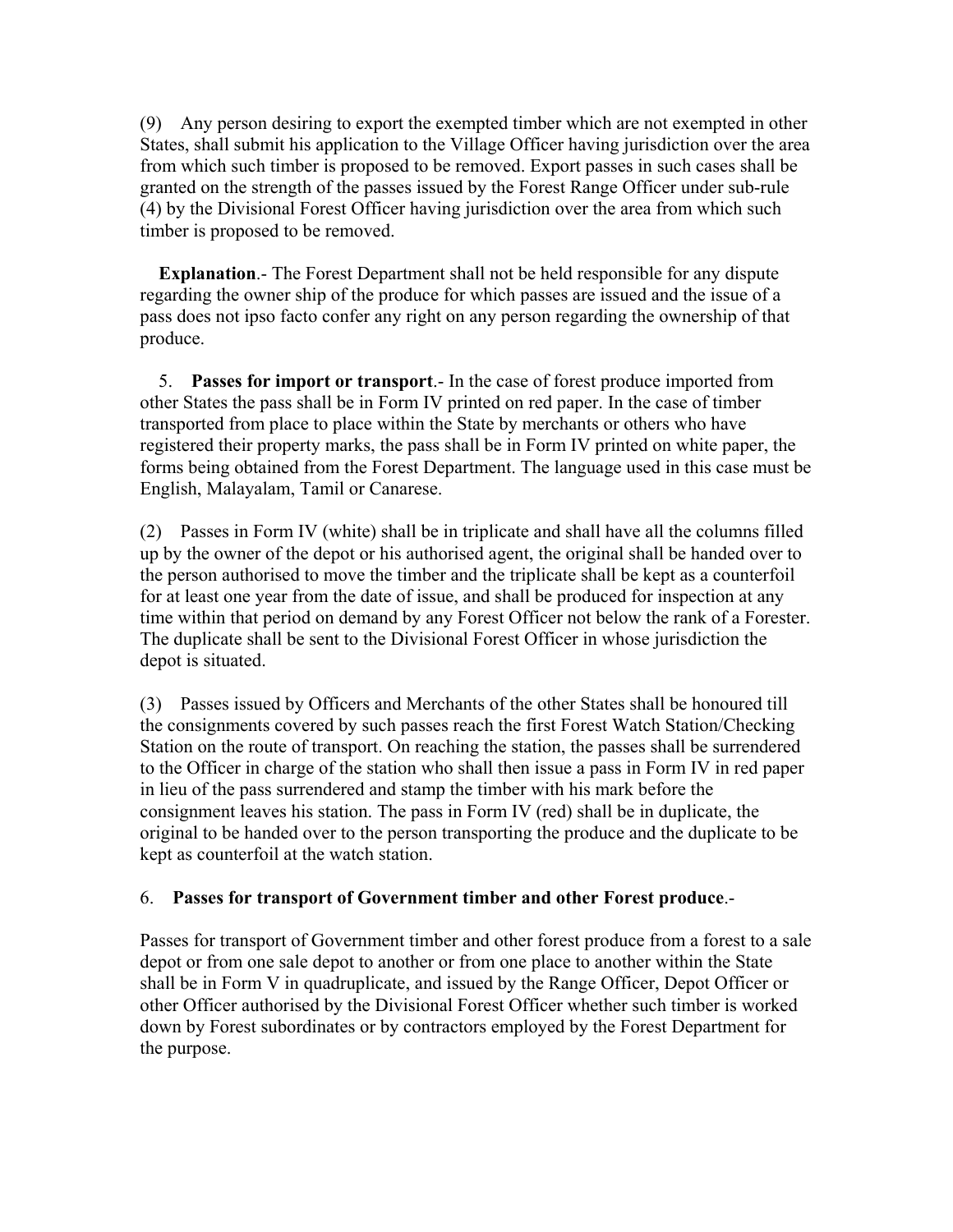(9) Any person desiring to export the exempted timber which are not exempted in other States, shall submit his application to the Village Officer having jurisdiction over the area from which such timber is proposed to be removed. Export passes in such cases shall be granted on the strength of the passes issued by the Forest Range Officer under sub-rule (4) by the Divisional Forest Officer having jurisdiction over the area from which such timber is proposed to be removed.

**Explanation**.- The Forest Department shall not be held responsible for any dispute regarding the owner ship of the produce for which passes are issued and the issue of a pass does not ipso facto confer any right on any person regarding the ownership of that produce.

5. **Passes for import or transport**.- In the case of forest produce imported from other States the pass shall be in Form IV printed on red paper. In the case of timber transported from place to place within the State by merchants or others who have registered their property marks, the pass shall be in Form IV printed on white paper, the forms being obtained from the Forest Department. The language used in this case must be English, Malayalam, Tamil or Canarese.

(2) Passes in Form IV (white) shall be in triplicate and shall have all the columns filled up by the owner of the depot or his authorised agent, the original shall be handed over to the person authorised to move the timber and the triplicate shall be kept as a counterfoil for at least one year from the date of issue, and shall be produced for inspection at any time within that period on demand by any Forest Officer not below the rank of a Forester. The duplicate shall be sent to the Divisional Forest Officer in whose jurisdiction the depot is situated.

(3) Passes issued by Officers and Merchants of the other States shall be honoured till the consignments covered by such passes reach the first Forest Watch Station/Checking Station on the route of transport. On reaching the station, the passes shall be surrendered to the Officer in charge of the station who shall then issue a pass in Form IV in red paper in lieu of the pass surrendered and stamp the timber with his mark before the consignment leaves his station. The pass in Form IV (red) shall be in duplicate, the original to be handed over to the person transporting the produce and the duplicate to be kept as counterfoil at the watch station.

6. **Passes for transport of Government timber and other Forest produce**.-

Passes for transport of Government timber and other forest produce from a forest to a sale depot or from one sale depot to another or from one place to another within the State shall be in Form V in quadruplicate, and issued by the Range Officer, Depot Officer or other Officer authorised by the Divisional Forest Officer whether such timber is worked down by Forest subordinates or by contractors employed by the Forest Department for the purpose.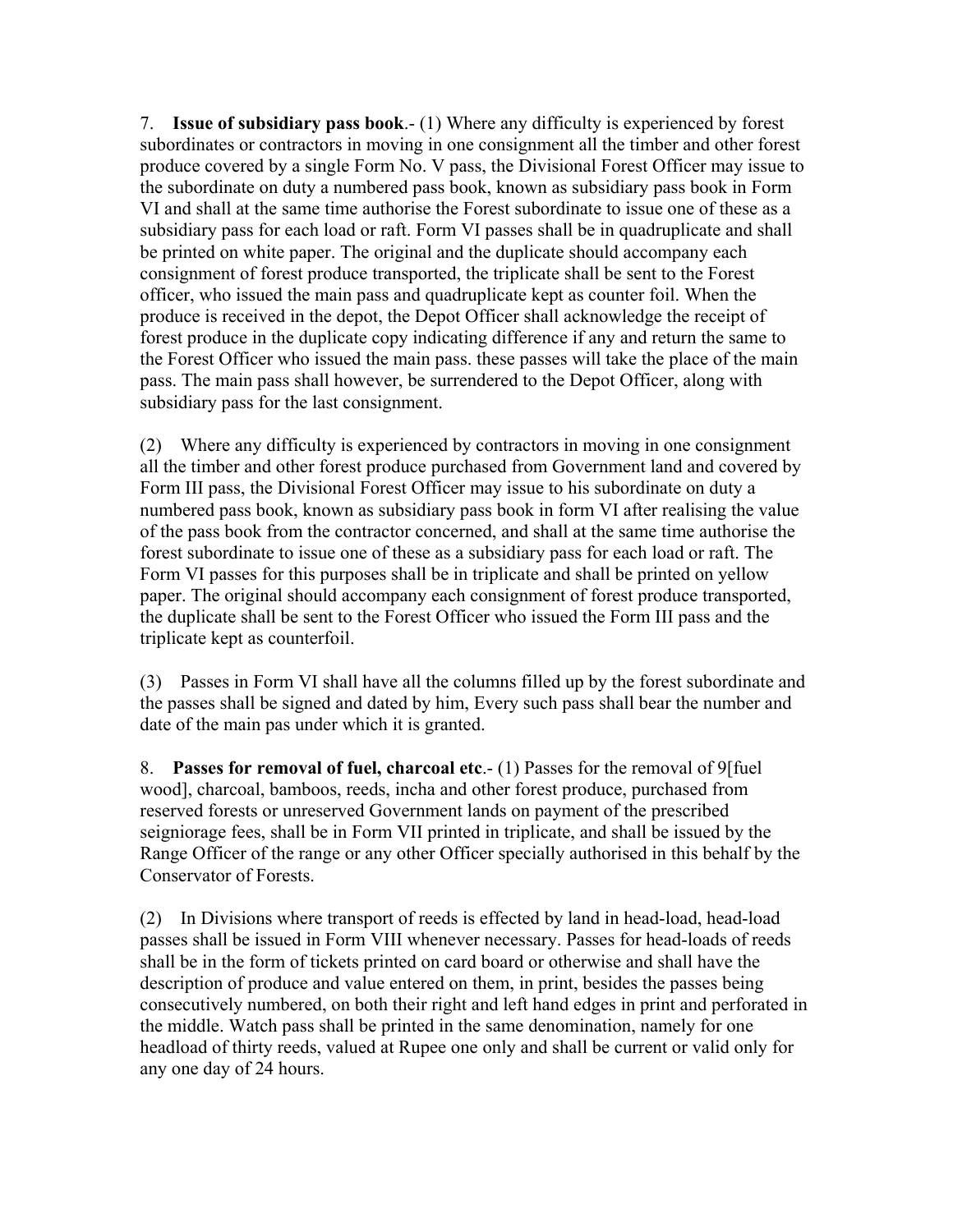7. **Issue of subsidiary pass book**.- (1) Where any difficulty is experienced by forest subordinates or contractors in moving in one consignment all the timber and other forest produce covered by a single Form No. V pass, the Divisional Forest Officer may issue to the subordinate on duty a numbered pass book, known as subsidiary pass book in Form VI and shall at the same time authorise the Forest subordinate to issue one of these as a subsidiary pass for each load or raft. Form VI passes shall be in quadruplicate and shall be printed on white paper. The original and the duplicate should accompany each consignment of forest produce transported, the triplicate shall be sent to the Forest officer, who issued the main pass and quadruplicate kept as counter foil. When the produce is received in the depot, the Depot Officer shall acknowledge the receipt of forest produce in the duplicate copy indicating difference if any and return the same to the Forest Officer who issued the main pass. these passes will take the place of the main pass. The main pass shall however, be surrendered to the Depot Officer, along with subsidiary pass for the last consignment.

(2) Where any difficulty is experienced by contractors in moving in one consignment all the timber and other forest produce purchased from Government land and covered by Form III pass, the Divisional Forest Officer may issue to his subordinate on duty a numbered pass book, known as subsidiary pass book in form VI after realising the value of the pass book from the contractor concerned, and shall at the same time authorise the forest subordinate to issue one of these as a subsidiary pass for each load or raft. The Form VI passes for this purposes shall be in triplicate and shall be printed on yellow paper. The original should accompany each consignment of forest produce transported, the duplicate shall be sent to the Forest Officer who issued the Form III pass and the triplicate kept as counterfoil.

(3) Passes in Form VI shall have all the columns filled up by the forest subordinate and the passes shall be signed and dated by him, Every such pass shall bear the number and date of the main pas under which it is granted.

8. **Passes for removal of fuel, charcoal etc**.- (1) Passes for the removal of 9[fuel wood], charcoal, bamboos, reeds, incha and other forest produce, purchased from reserved forests or unreserved Government lands on payment of the prescribed seigniorage fees, shall be in Form VII printed in triplicate, and shall be issued by the Range Officer of the range or any other Officer specially authorised in this behalf by the Conservator of Forests.

(2) In Divisions where transport of reeds is effected by land in head-load, head-load passes shall be issued in Form VIII whenever necessary. Passes for head-loads of reeds shall be in the form of tickets printed on card board or otherwise and shall have the description of produce and value entered on them, in print, besides the passes being consecutively numbered, on both their right and left hand edges in print and perforated in the middle. Watch pass shall be printed in the same denomination, namely for one headload of thirty reeds, valued at Rupee one only and shall be current or valid only for any one day of 24 hours.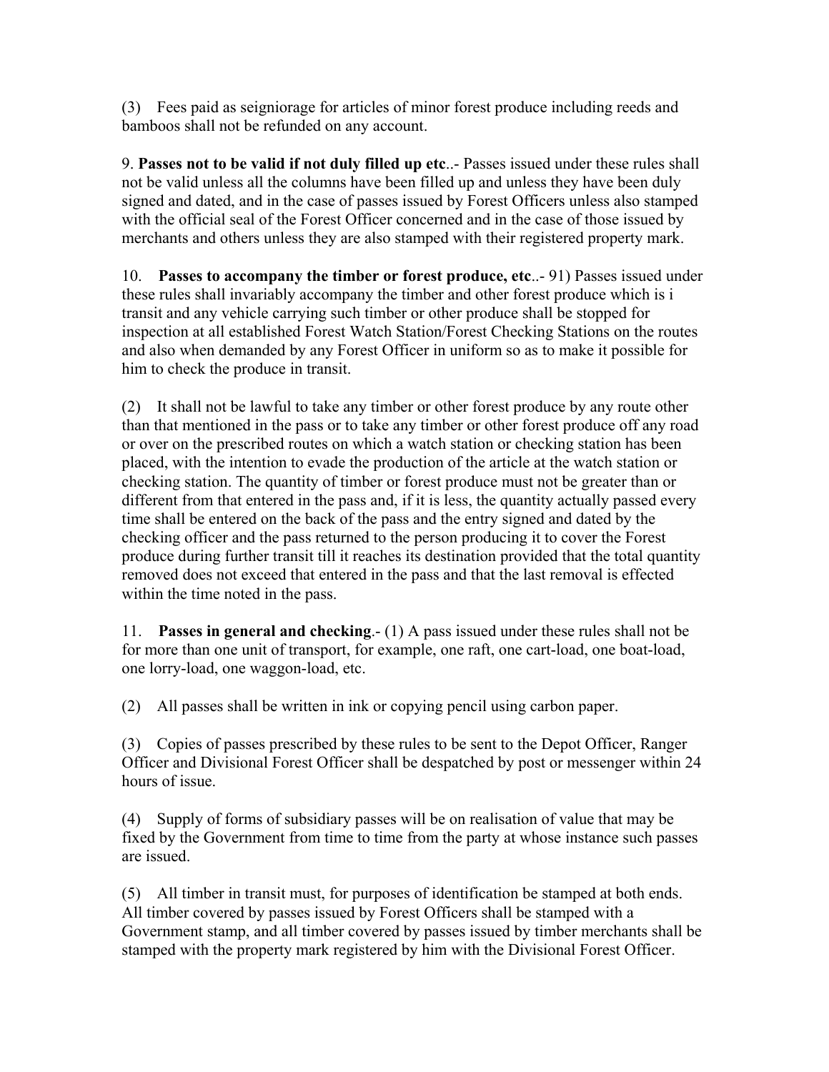(3) Fees paid as seigniorage for articles of minor forest produce including reeds and bamboos shall not be refunded on any account.

9. **Passes not to be valid if not duly filled up etc**..- Passes issued under these rules shall not be valid unless all the columns have been filled up and unless they have been duly signed and dated, and in the case of passes issued by Forest Officers unless also stamped with the official seal of the Forest Officer concerned and in the case of those issued by merchants and others unless they are also stamped with their registered property mark.

10. **Passes to accompany the timber or forest produce, etc**..- 91) Passes issued under these rules shall invariably accompany the timber and other forest produce which is i transit and any vehicle carrying such timber or other produce shall be stopped for inspection at all established Forest Watch Station/Forest Checking Stations on the routes and also when demanded by any Forest Officer in uniform so as to make it possible for him to check the produce in transit.

(2) It shall not be lawful to take any timber or other forest produce by any route other than that mentioned in the pass or to take any timber or other forest produce off any road or over on the prescribed routes on which a watch station or checking station has been placed, with the intention to evade the production of the article at the watch station or checking station. The quantity of timber or forest produce must not be greater than or different from that entered in the pass and, if it is less, the quantity actually passed every time shall be entered on the back of the pass and the entry signed and dated by the checking officer and the pass returned to the person producing it to cover the Forest produce during further transit till it reaches its destination provided that the total quantity removed does not exceed that entered in the pass and that the last removal is effected within the time noted in the pass.

11. **Passes in general and checking**.- (1) A pass issued under these rules shall not be for more than one unit of transport, for example, one raft, one cart-load, one boat-load, one lorry-load, one waggon-load, etc.

(2) All passes shall be written in ink or copying pencil using carbon paper.

(3) Copies of passes prescribed by these rules to be sent to the Depot Officer, Ranger Officer and Divisional Forest Officer shall be despatched by post or messenger within 24 hours of issue.

(4) Supply of forms of subsidiary passes will be on realisation of value that may be fixed by the Government from time to time from the party at whose instance such passes are issued.

(5) All timber in transit must, for purposes of identification be stamped at both ends. All timber covered by passes issued by Forest Officers shall be stamped with a Government stamp, and all timber covered by passes issued by timber merchants shall be stamped with the property mark registered by him with the Divisional Forest Officer.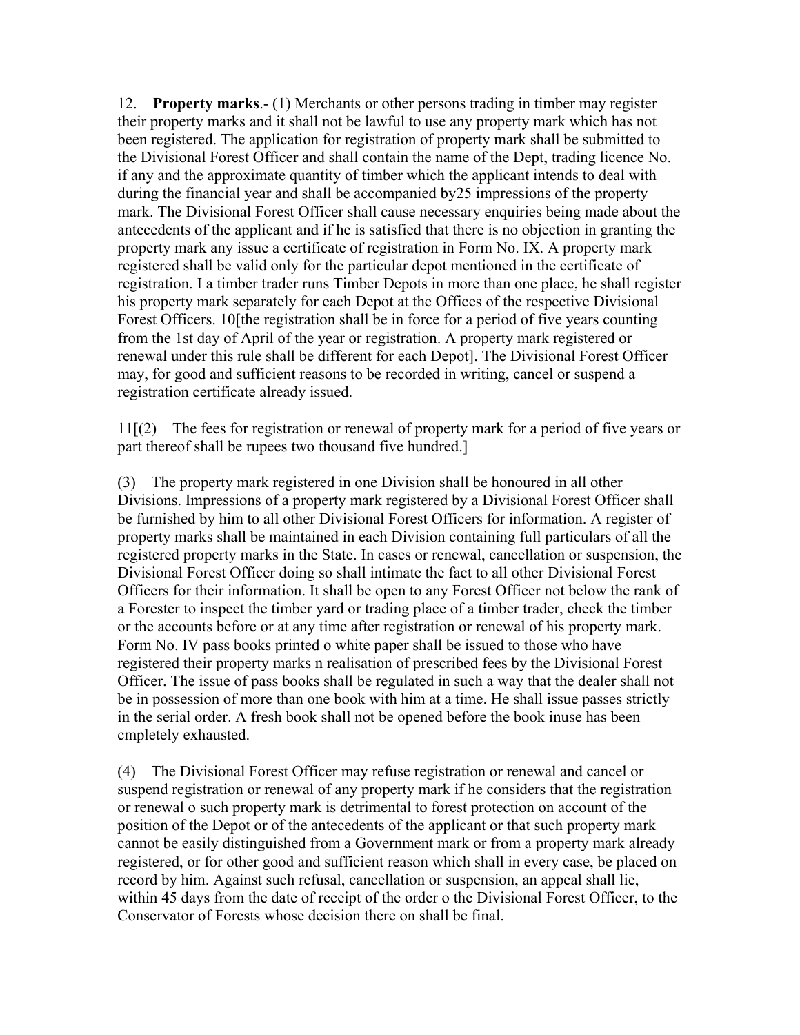12. **Property marks**.- (1) Merchants or other persons trading in timber may register their property marks and it shall not be lawful to use any property mark which has not been registered. The application for registration of property mark shall be submitted to the Divisional Forest Officer and shall contain the name of the Dept, trading licence No. if any and the approximate quantity of timber which the applicant intends to deal with during the financial year and shall be accompanied by25 impressions of the property mark. The Divisional Forest Officer shall cause necessary enquiries being made about the antecedents of the applicant and if he is satisfied that there is no objection in granting the property mark any issue a certificate of registration in Form No. IX. A property mark registered shall be valid only for the particular depot mentioned in the certificate of registration. I a timber trader runs Timber Depots in more than one place, he shall register his property mark separately for each Depot at the Offices of the respective Divisional Forest Officers. 10[the registration shall be in force for a period of five years counting from the 1st day of April of the year or registration. A property mark registered or renewal under this rule shall be different for each Depot]. The Divisional Forest Officer may, for good and sufficient reasons to be recorded in writing, cancel or suspend a registration certificate already issued.

11[(2) The fees for registration or renewal of property mark for a period of five years or part thereof shall be rupees two thousand five hundred.]

(3) The property mark registered in one Division shall be honoured in all other Divisions. Impressions of a property mark registered by a Divisional Forest Officer shall be furnished by him to all other Divisional Forest Officers for information. A register of property marks shall be maintained in each Division containing full particulars of all the registered property marks in the State. In cases or renewal, cancellation or suspension, the Divisional Forest Officer doing so shall intimate the fact to all other Divisional Forest Officers for their information. It shall be open to any Forest Officer not below the rank of a Forester to inspect the timber yard or trading place of a timber trader, check the timber or the accounts before or at any time after registration or renewal of his property mark. Form No. IV pass books printed o white paper shall be issued to those who have registered their property marks n realisation of prescribed fees by the Divisional Forest Officer. The issue of pass books shall be regulated in such a way that the dealer shall not be in possession of more than one book with him at a time. He shall issue passes strictly in the serial order. A fresh book shall not be opened before the book inuse has been cmpletely exhausted.

(4) The Divisional Forest Officer may refuse registration or renewal and cancel or suspend registration or renewal of any property mark if he considers that the registration or renewal o such property mark is detrimental to forest protection on account of the position of the Depot or of the antecedents of the applicant or that such property mark cannot be easily distinguished from a Government mark or from a property mark already registered, or for other good and sufficient reason which shall in every case, be placed on record by him. Against such refusal, cancellation or suspension, an appeal shall lie, within 45 days from the date of receipt of the order o the Divisional Forest Officer, to the Conservator of Forests whose decision there on shall be final.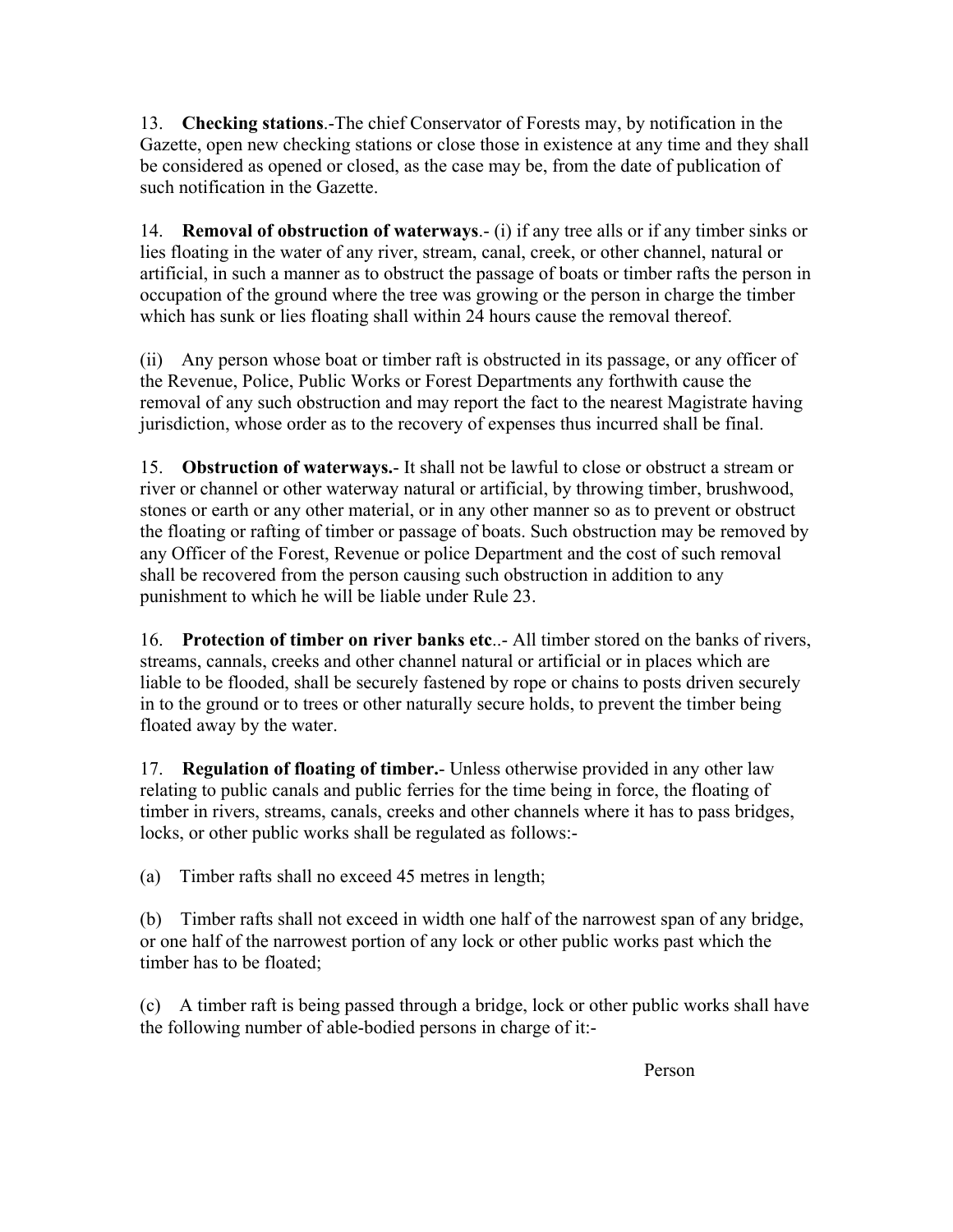13. **Checking stations**.-The chief Conservator of Forests may, by notification in the Gazette, open new checking stations or close those in existence at any time and they shall be considered as opened or closed, as the case may be, from the date of publication of such notification in the Gazette.

14. **Removal of obstruction of waterways**.- (i) if any tree alls or if any timber sinks or lies floating in the water of any river, stream, canal, creek, or other channel, natural or artificial, in such a manner as to obstruct the passage of boats or timber rafts the person in occupation of the ground where the tree was growing or the person in charge the timber which has sunk or lies floating shall within 24 hours cause the removal thereof.

(ii) Any person whose boat or timber raft is obstructed in its passage, or any officer of the Revenue, Police, Public Works or Forest Departments any forthwith cause the removal of any such obstruction and may report the fact to the nearest Magistrate having jurisdiction, whose order as to the recovery of expenses thus incurred shall be final.

15. **Obstruction of waterways.**- It shall not be lawful to close or obstruct a stream or river or channel or other waterway natural or artificial, by throwing timber, brushwood, stones or earth or any other material, or in any other manner so as to prevent or obstruct the floating or rafting of timber or passage of boats. Such obstruction may be removed by any Officer of the Forest, Revenue or police Department and the cost of such removal shall be recovered from the person causing such obstruction in addition to any punishment to which he will be liable under Rule 23.

16. **Protection of timber on river banks etc**..- All timber stored on the banks of rivers, streams, cannals, creeks and other channel natural or artificial or in places which are liable to be flooded, shall be securely fastened by rope or chains to posts driven securely in to the ground or to trees or other naturally secure holds, to prevent the timber being floated away by the water.

17. **Regulation of floating of timber.**- Unless otherwise provided in any other law relating to public canals and public ferries for the time being in force, the floating of timber in rivers, streams, canals, creeks and other channels where it has to pass bridges, locks, or other public works shall be regulated as follows:-

(a) Timber rafts shall no exceed 45 metres in length;

(b) Timber rafts shall not exceed in width one half of the narrowest span of any bridge, or one half of the narrowest portion of any lock or other public works past which the timber has to be floated;

(c) A timber raft is being passed through a bridge, lock or other public works shall have the following number of able-bodied persons in charge of it:-

Person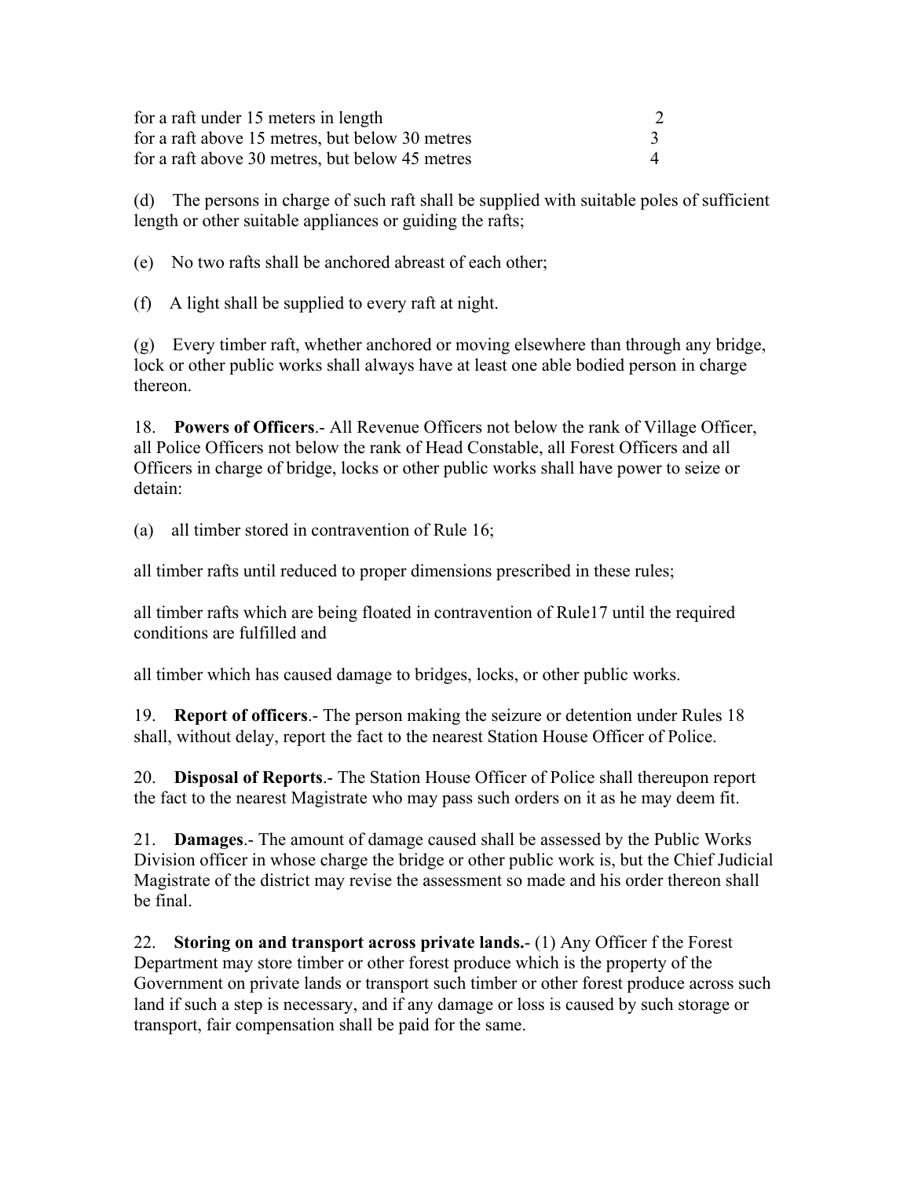| | |
|---|---|
| for a raft under 15 meters in length | 2 |
| for a raft above 15 metres, but below 30 metres | 3 |
| for a raft above 30 metres, but below 45 metres | 4 |

(d) The persons in charge of such raft shall be supplied with suitable poles of sufficient length or other suitable appliances or guiding the rafts;

(e) No two rafts shall be anchored abreast of each other;

(f) A light shall be supplied to every raft at night.

(g) Every timber raft, whether anchored or moving elsewhere than through any bridge, lock or other public works shall always have at least one able bodied person in charge thereon.

18. **Powers of Officers**.- All Revenue Officers not below the rank of Village Officer, all Police Officers not below the rank of Head Constable, all Forest Officers and all Officers in charge of bridge, locks or other public works shall have power to seize or detain:

(a) all timber stored in contravention of Rule 16;

all timber rafts until reduced to proper dimensions prescribed in these rules;

all timber rafts which are being floated in contravention of Rule17 until the required conditions are fulfilled and

all timber which has caused damage to bridges, locks, or other public works.

19. **Report of officers**.- The person making the seizure or detention under Rules 18 shall, without delay, report the fact to the nearest Station House Officer of Police.

20. **Disposal of Reports**.- The Station House Officer of Police shall thereupon report the fact to the nearest Magistrate who may pass such orders on it as he may deem fit.

21. **Damages**.- The amount of damage caused shall be assessed by the Public Works Division officer in whose charge the bridge or other public work is, but the Chief Judicial Magistrate of the district may revise the assessment so made and his order thereon shall be final.

22. **Storing on and transport across private lands.**- (1) Any Officer f the Forest Department may store timber or other forest produce which is the property of the Government on private lands or transport such timber or other forest produce across such land if such a step is necessary, and if any damage or loss is caused by such storage or transport, fair compensation shall be paid for the same.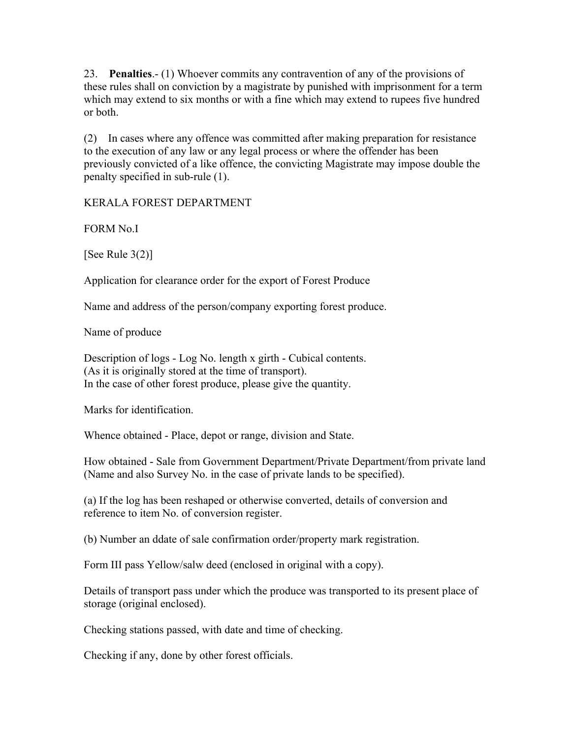23. **Penalties**.- (1) Whoever commits any contravention of any of the provisions of these rules shall on conviction by a magistrate by punished with imprisonment for a term which may extend to six months or with a fine which may extend to rupees five hundred or both.

(2) In cases where any offence was committed after making preparation for resistance to the execution of any law or any legal process or where the offender has been previously convicted of a like offence, the convicting Magistrate may impose double the penalty specified in sub-rule (1).

KERALA FOREST DEPARTMENT

FORM No.I

[See Rule 3(2)]

Application for clearance order for the export of Forest Produce

Name and address of the person/company exporting forest produce.

Name of produce

Description of logs - Log No. length x girth - Cubical contents.
(As it is originally stored at the time of transport).
In the case of other forest produce, please give the quantity.

Marks for identification.

Whence obtained - Place, depot or range, division and State.

How obtained - Sale from Government Department/Private Department/from private land (Name and also Survey No. in the case of private lands to be specified).

(a) If the log has been reshaped or otherwise converted, details of conversion and reference to item No. of conversion register.

(b) Number an ddate of sale confirmation order/property mark registration.

Form III pass Yellow/salw deed (enclosed in original with a copy).

Details of transport pass under which the produce was transported to its present place of storage (original enclosed).

Checking stations passed, with date and time of checking.

Checking if any, done by other forest officials.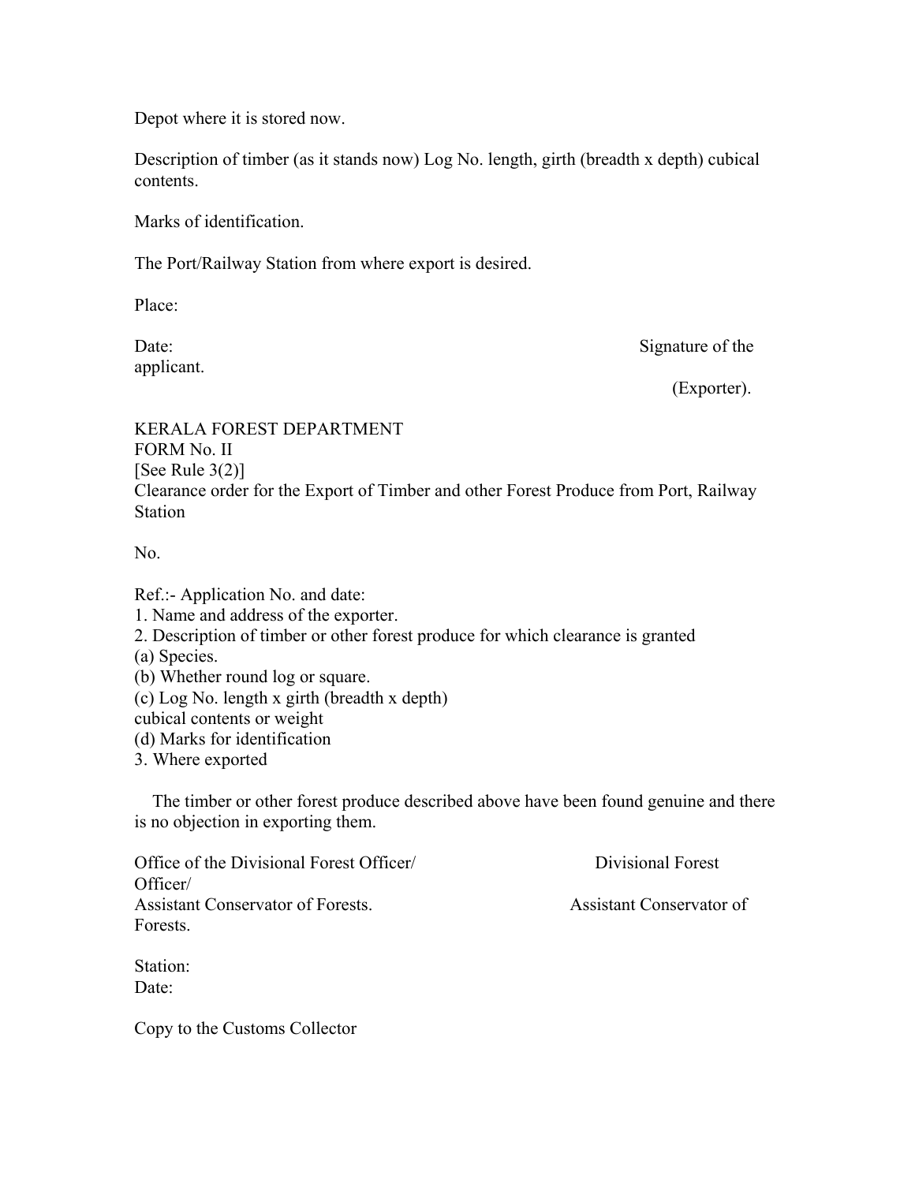Depot where it is stored now.

Description of timber (as it stands now) Log No. length, girth (breadth x depth) cubical contents.

Marks of identification.

The Port/Railway Station from where export is desired.

Place:

Date: Signature of the applicant.

(Exporter).

KERALA FOREST DEPARTMENT
FORM No. II
[See Rule 3(2)]
Clearance order for the Export of Timber and other Forest Produce from Port, Railway Station

No.

Ref.:- Application No. and date:
1. Name and address of the exporter.
2. Description of timber or other forest produce for which clearance is granted
(a) Species.
(b) Whether round log or square.
(c) Log No. length x girth (breadth x depth)
cubical contents or weight
(d) Marks for identification
3. Where exported

The timber or other forest produce described above have been found genuine and there is no objection in exporting them.

Office of the Divisional Forest Officer/
Assistant Conservator of Forests.

Divisional Forest Officer/
Assistant Conservator of Forests.

Station:
Date:

Copy to the Customs Collector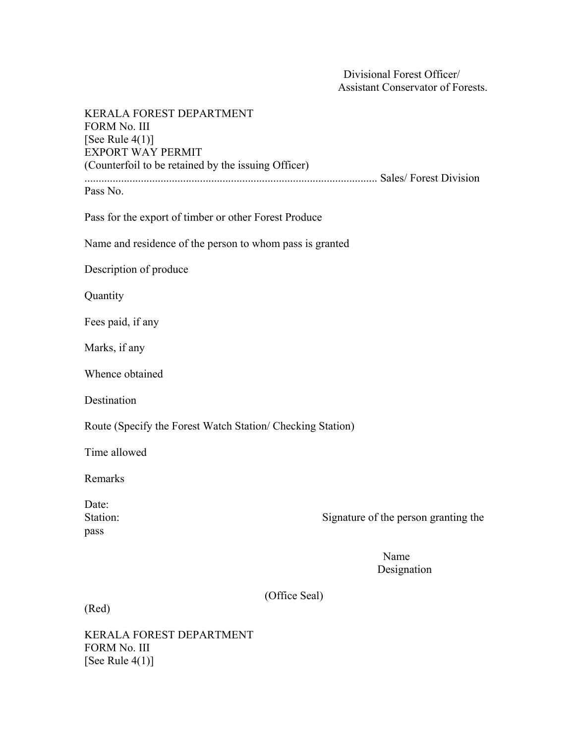Divisional Forest Officer/
Assistant Conservator of Forests.

KERALA FOREST DEPARTMENT
FORM No. III
[See Rule 4(1)]
EXPORT WAY PERMIT
(Counterfoil to be retained by the issuing Officer)
........................................................................................................ Sales/ Forest Division
Pass No.

Pass for the export of timber or other Forest Produce

Name and residence of the person to whom pass is granted

Description of produce

Quantity

Fees paid, if any

Marks, if any

Whence obtained

Destination

Route (Specify the Forest Watch Station/ Checking Station)

Time allowed

Remarks

Date:
Station: Signature of the person granting the pass

Name
Designation

(Office Seal)

(Red)

KERALA FOREST DEPARTMENT
FORM No. III
[See Rule 4(1)]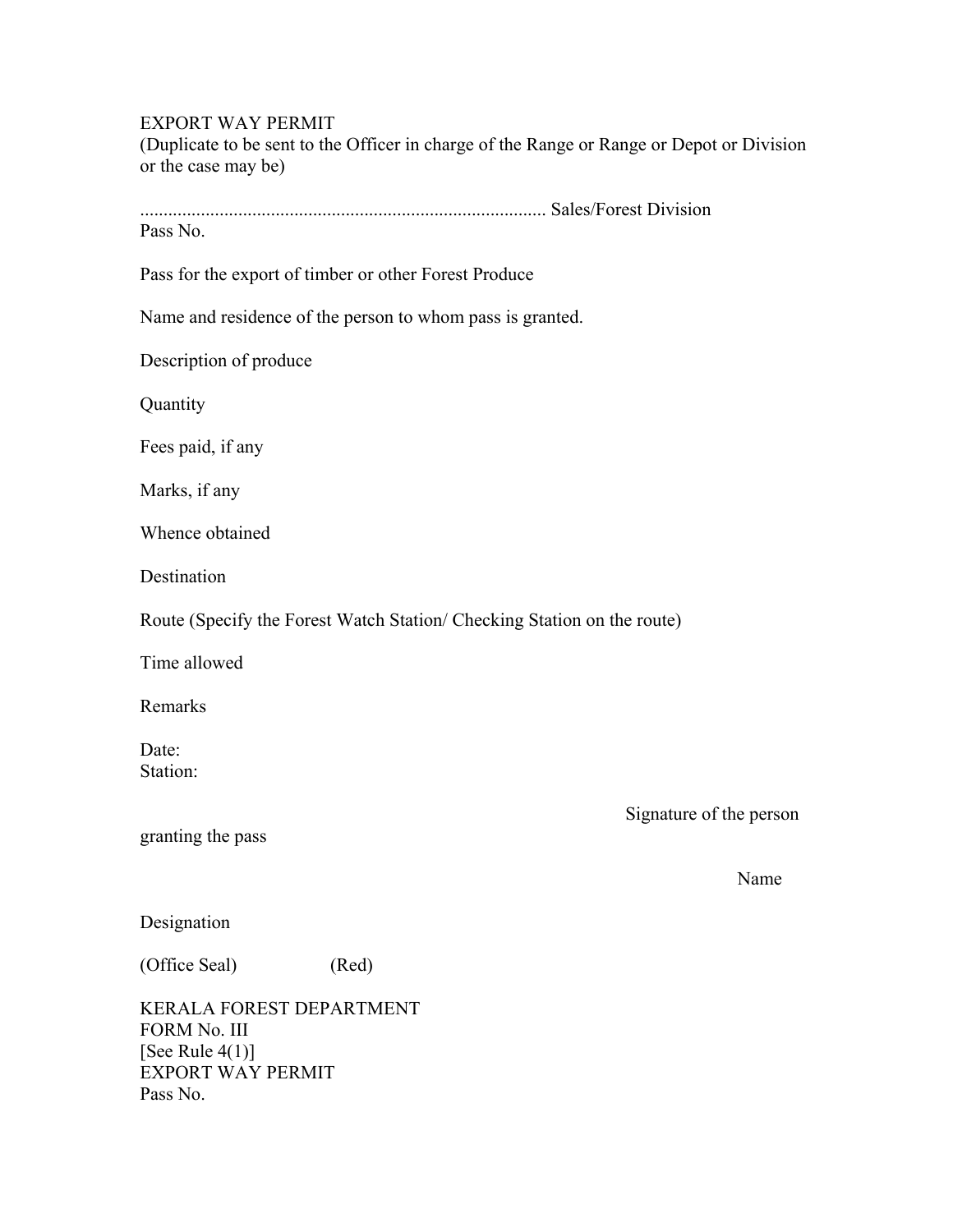EXPORT WAY PERMIT
(Duplicate to be sent to the Officer in charge of the Range or Range or Depot or Division or the case may be)

...................................................................................... Sales/Forest Division
Pass No.

Pass for the export of timber or other Forest Produce

Name and residence of the person to whom pass is granted.

Description of produce

Quantity

Fees paid, if any

Marks, if any

Whence obtained

Destination

Route (Specify the Forest Watch Station/ Checking Station on the route)

Time allowed

Remarks

Date:
Station:

Signature of the person granting the pass

Name

Designation

(Office Seal) (Red)

KERALA FOREST DEPARTMENT
FORM No. III
[See Rule 4(1)]
EXPORT WAY PERMIT
Pass No.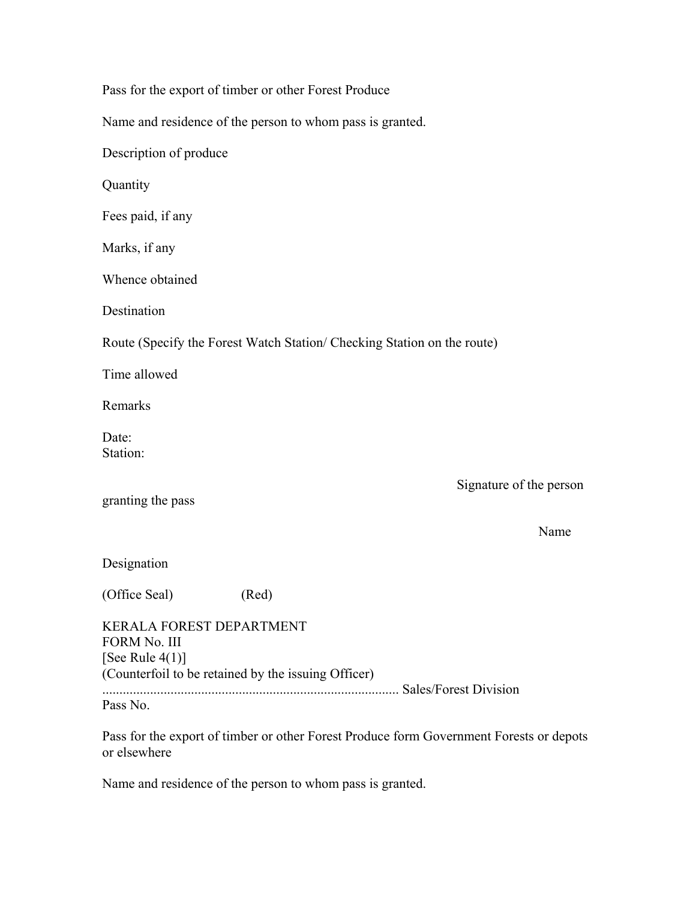Pass for the export of timber or other Forest Produce

Name and residence of the person to whom pass is granted.

Description of produce

Quantity

Fees paid, if any

Marks, if any

Whence obtained

Destination

Route (Specify the Forest Watch Station/ Checking Station on the route)

Time allowed

Remarks

Date:
Station:

Signature of the person granting the pass

Name

Designation

(Office Seal) (Red)

KERALA FOREST DEPARTMENT
FORM No. III
[See Rule 4(1)]
(Counterfoil to be retained by the issuing Officer)
...................................................................................... Sales/Forest Division
Pass No.

Pass for the export of timber or other Forest Produce form Government Forests or depots or elsewhere

Name and residence of the person to whom pass is granted.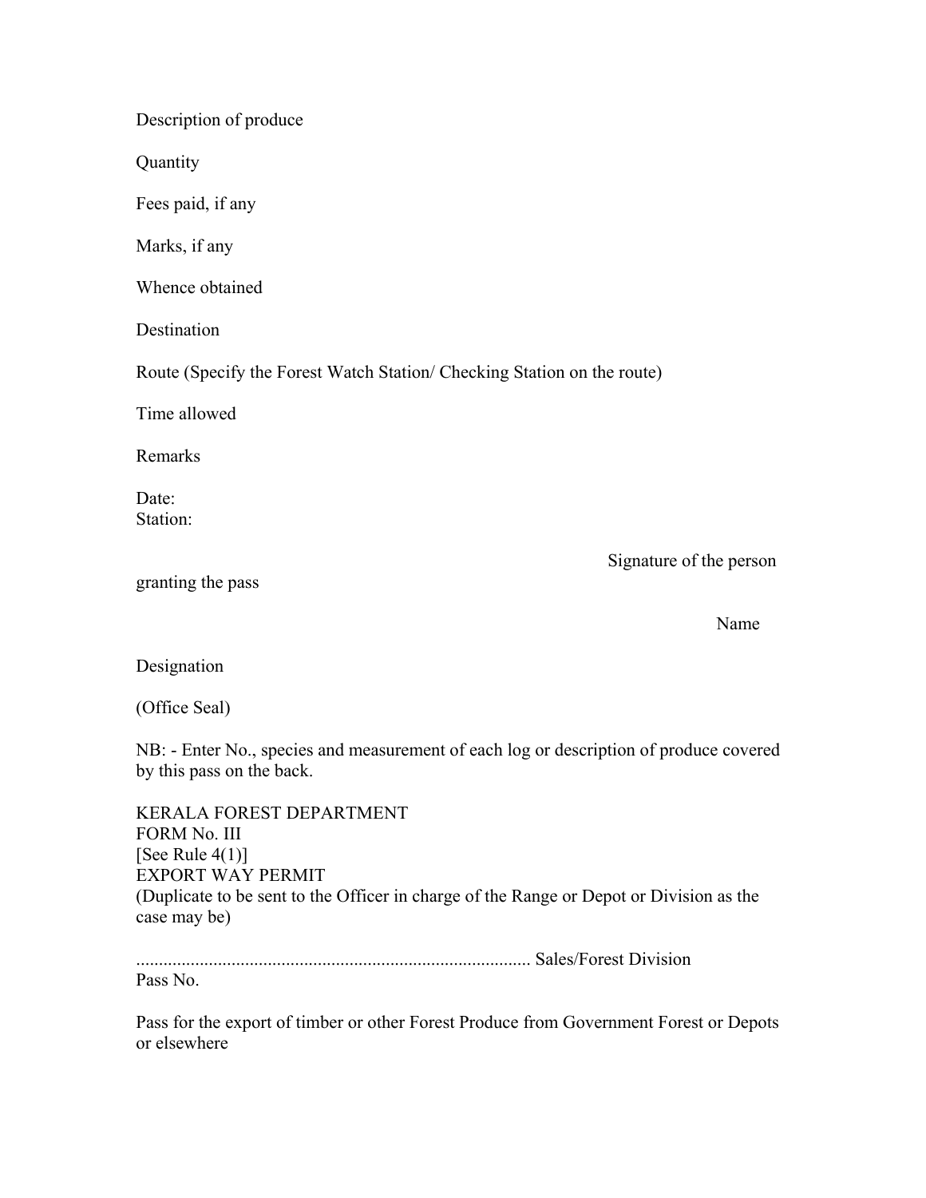Description of produce

Quantity

Fees paid, if any

Marks, if any

Whence obtained

Destination

Route (Specify the Forest Watch Station/ Checking Station on the route)

Time allowed

Remarks

Date:
Station:

Signature of the person granting the pass

Name

Designation

(Office Seal)

NB: - Enter No., species and measurement of each log or description of produce covered by this pass on the back.

KERALA FOREST DEPARTMENT
FORM No. III
[See Rule 4(1)]
EXPORT WAY PERMIT
(Duplicate to be sent to the Officer in charge of the Range or Depot or Division as the case may be)

...................................................................................... Sales/Forest Division
Pass No.

Pass for the export of timber or other Forest Produce from Government Forest or Depots or elsewhere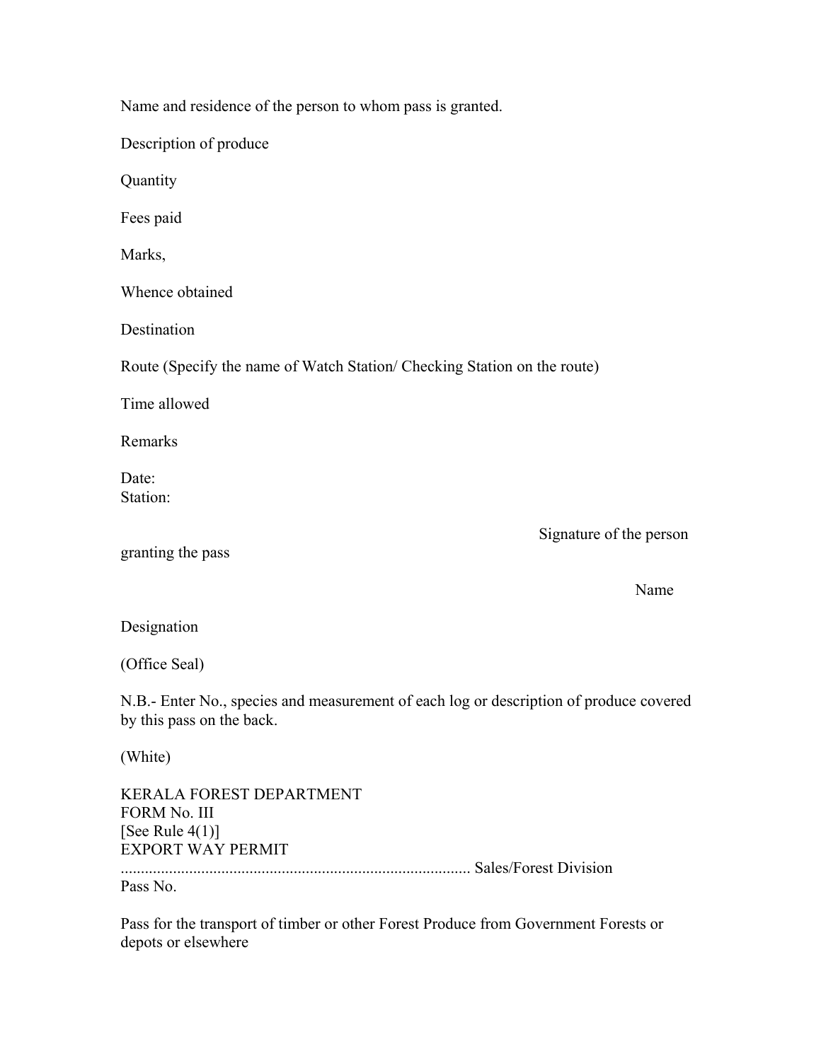Name and residence of the person to whom pass is granted.

Description of produce

Quantity

Fees paid

Marks,

Whence obtained

Destination

Route (Specify the name of Watch Station/ Checking Station on the route)

Time allowed

Remarks

Date:
Station:

Signature of the person granting the pass

Name

Designation

(Office Seal)

N.B.- Enter No., species and measurement of each log or description of produce covered by this pass on the back.

(White)

KERALA FOREST DEPARTMENT
FORM No. III
[See Rule 4(1)]
EXPORT WAY PERMIT
...................................................................................... Sales/Forest Division
Pass No.

Pass for the transport of timber or other Forest Produce from Government Forests or depots or elsewhere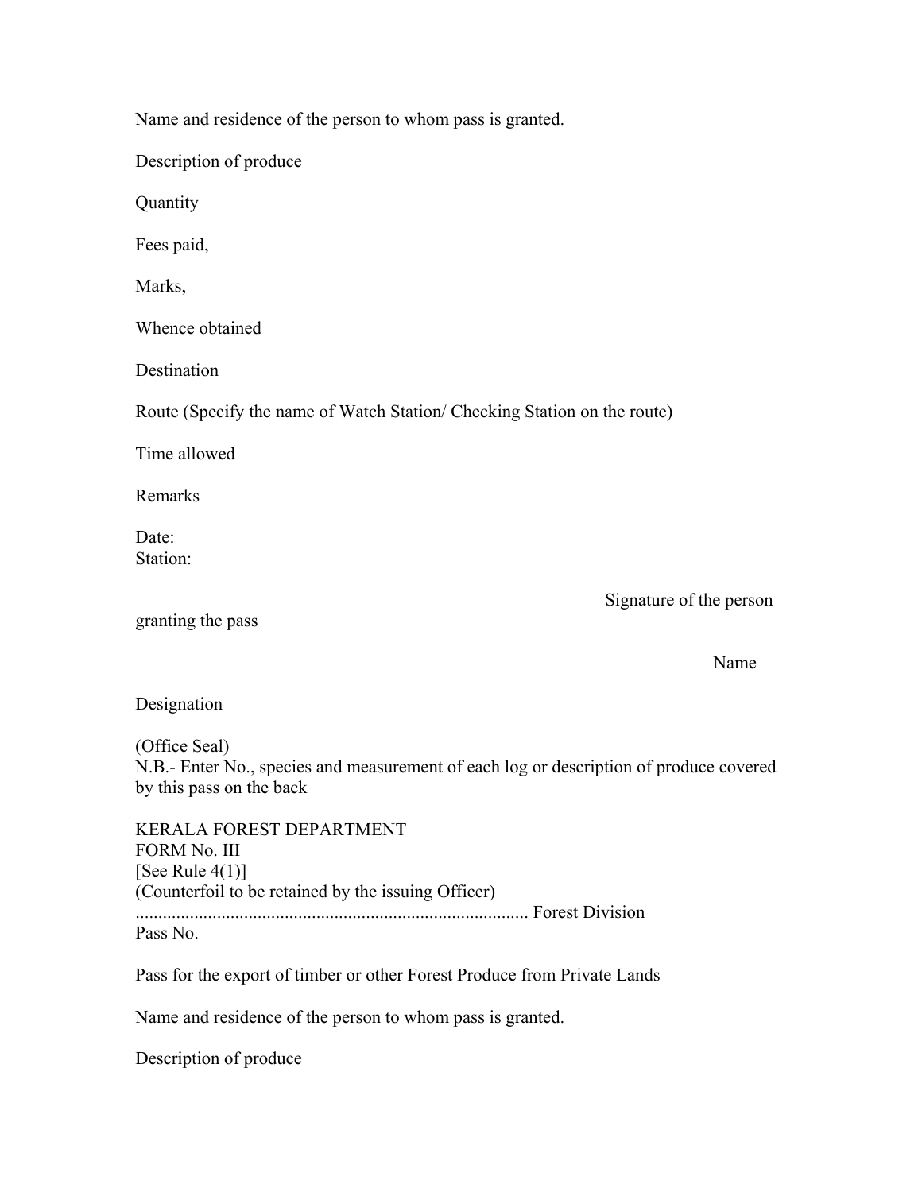Name and residence of the person to whom pass is granted.

Description of produce

Quantity

Fees paid,

Marks,

Whence obtained

Destination

Route (Specify the name of Watch Station/ Checking Station on the route)

Time allowed

Remarks

Date:
Station:

Signature of the person granting the pass

Name

Designation

(Office Seal)
N.B.- Enter No., species and measurement of each log or description of produce covered by this pass on the back

KERALA FOREST DEPARTMENT
FORM No. III
[See Rule 4(1)]
(Counterfoil to be retained by the issuing Officer)
...................................................................................... Forest Division
Pass No.

Pass for the export of timber or other Forest Produce from Private Lands

Name and residence of the person to whom pass is granted.

Description of produce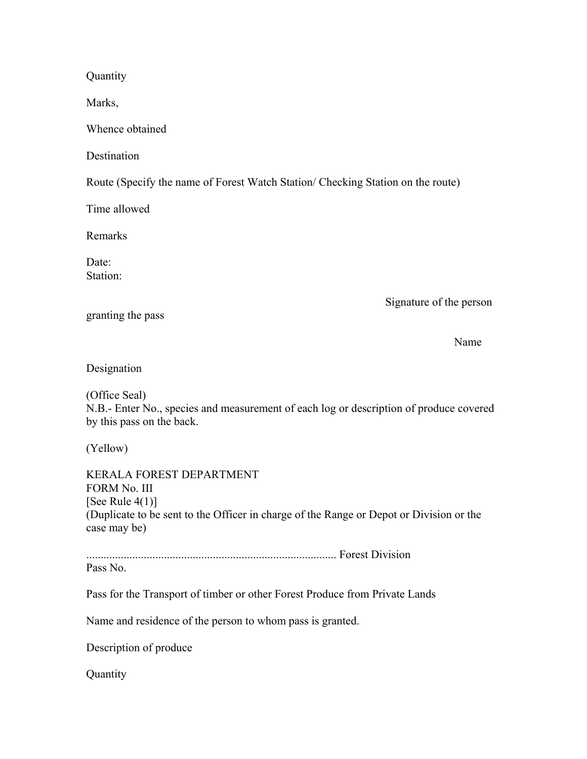Quantity

Marks,

Whence obtained

Destination

Route (Specify the name of Forest Watch Station/ Checking Station on the route)

Time allowed

Remarks

Date:
Station:

Signature of the person granting the pass

Name

Designation

(Office Seal)
N.B.- Enter No., species and measurement of each log or description of produce covered by this pass on the back.

(Yellow)

KERALA FOREST DEPARTMENT
FORM No. III
[See Rule 4(1)]
(Duplicate to be sent to the Officer in charge of the Range or Depot or Division or the case may be)

...................................................................................... Forest Division
Pass No.

Pass for the Transport of timber or other Forest Produce from Private Lands

Name and residence of the person to whom pass is granted.

Description of produce

Quantity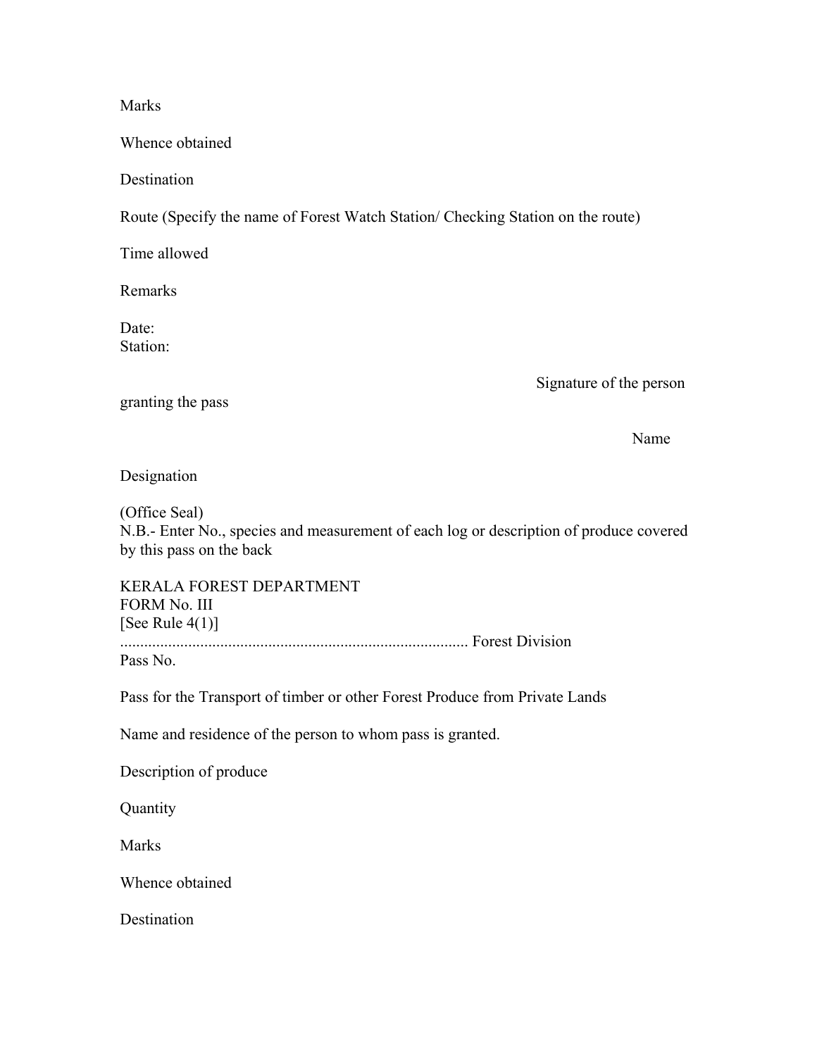Marks

Whence obtained

Destination

Route (Specify the name of Forest Watch Station/ Checking Station on the route)

Time allowed

Remarks

Date:
Station:

Signature of the person granting the pass

Name

Designation

(Office Seal)
N.B.- Enter No., species and measurement of each log or description of produce covered by this pass on the back

KERALA FOREST DEPARTMENT
FORM No. III
[See Rule 4(1)]
...................................................................................... Forest Division
Pass No.

Pass for the Transport of timber or other Forest Produce from Private Lands

Name and residence of the person to whom pass is granted.

Description of produce

Quantity

Marks

Whence obtained

Destination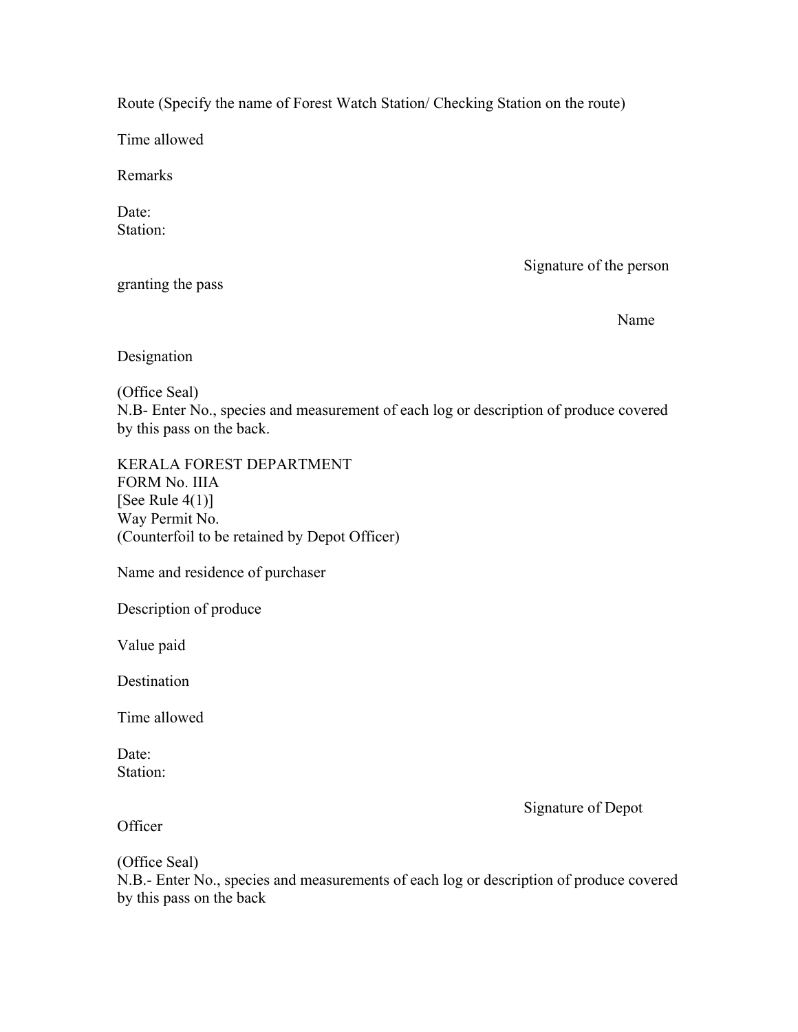Route (Specify the name of Forest Watch Station/ Checking Station on the route)

Time allowed

Remarks

Date:
Station:

Signature of the person granting the pass

Name

Designation

(Office Seal)
N.B- Enter No., species and measurement of each log or description of produce covered by this pass on the back.

KERALA FOREST DEPARTMENT
FORM No. IIIA
[See Rule 4(1)]
Way Permit No.
(Counterfoil to be retained by Depot Officer)

Name and residence of purchaser

Description of produce

Value paid

Destination

Time allowed

Date:
Station:

Signature of Depot Officer

(Office Seal)
N.B.- Enter No., species and measurements of each log or description of produce covered by this pass on the back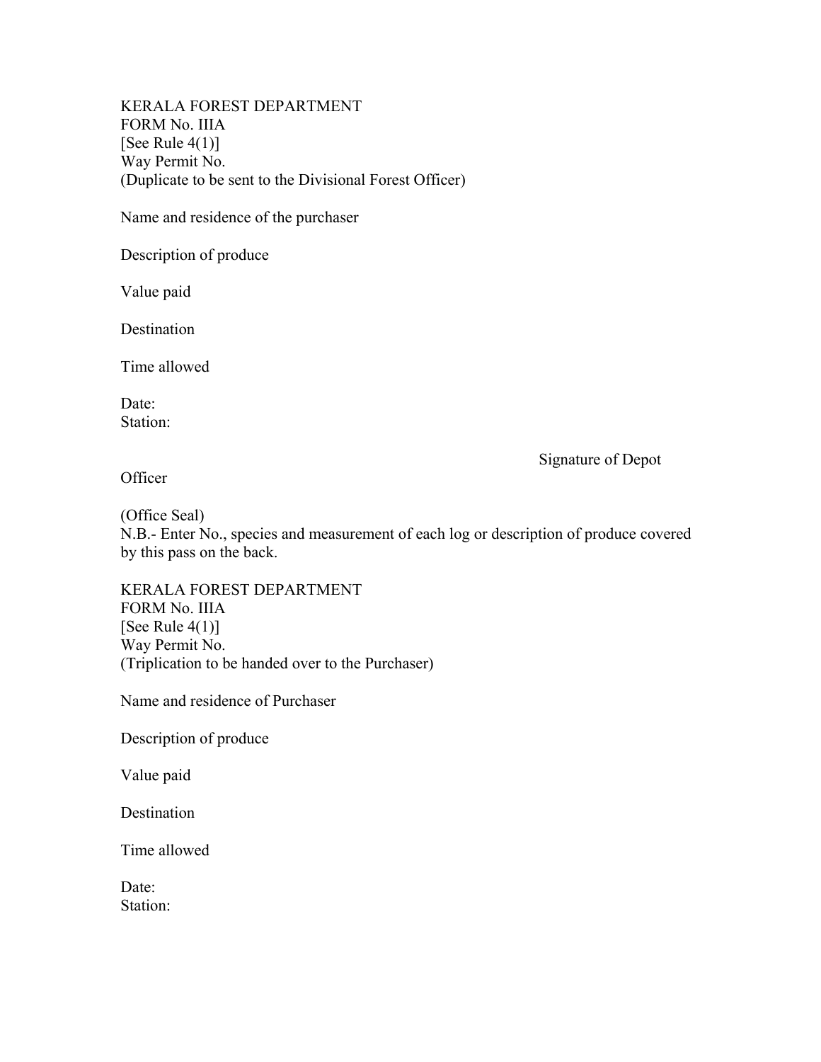KERALA FOREST DEPARTMENT
FORM No. IIIA
[See Rule 4(1)]
Way Permit No.
(Duplicate to be sent to the Divisional Forest Officer)

Name and residence of the purchaser

Description of produce

Value paid

Destination

Time allowed

Date:
Station:

Signature of Depot Officer

(Office Seal)
N.B.- Enter No., species and measurement of each log or description of produce covered by this pass on the back.

KERALA FOREST DEPARTMENT
FORM No. IIIA
[See Rule 4(1)]
Way Permit No.
(Triplication to be handed over to the Purchaser)

Name and residence of Purchaser

Description of produce

Value paid

Destination

Time allowed

Date:
Station: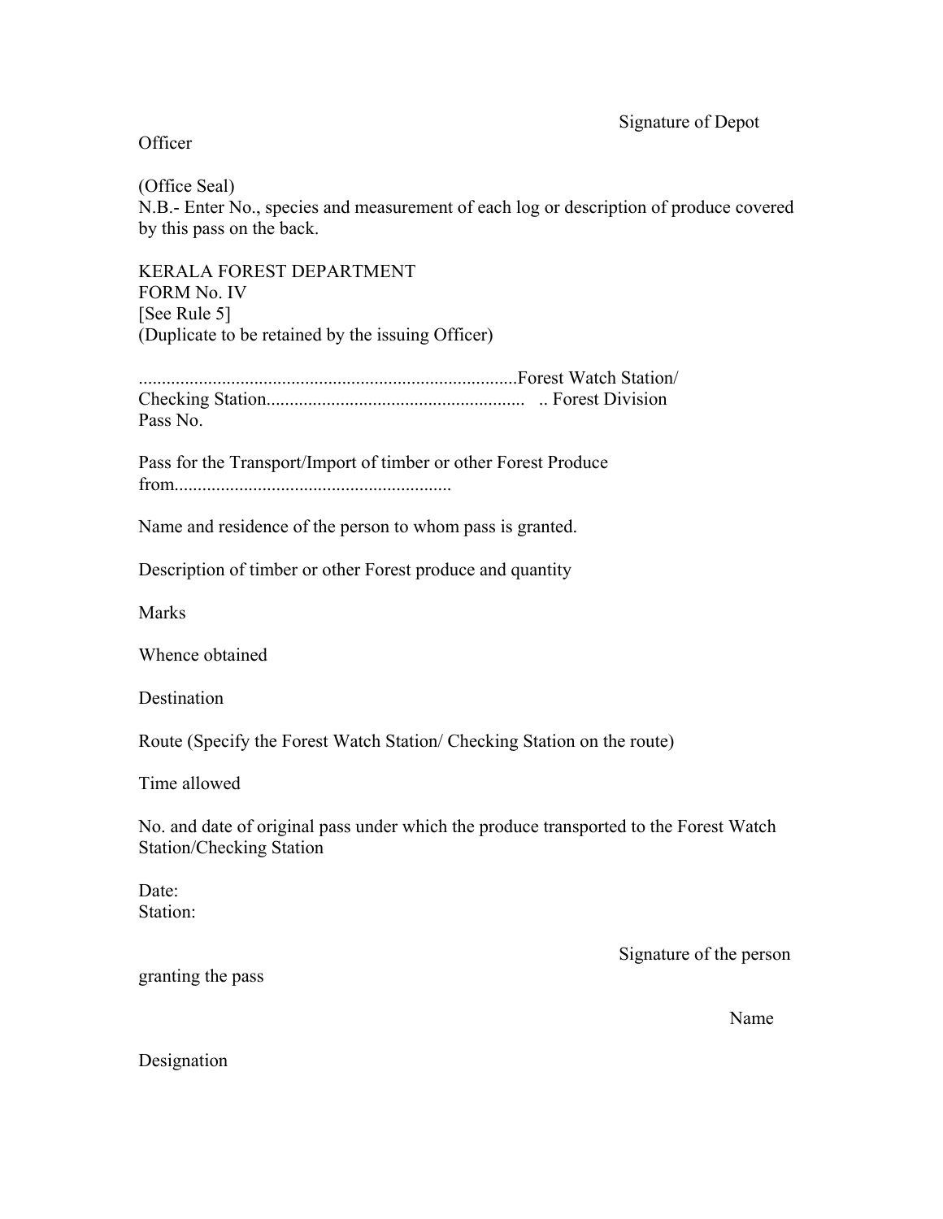Signature of Depot Officer

(Office Seal)
N.B.- Enter No., species and measurement of each log or description of produce covered by this pass on the back.

KERALA FOREST DEPARTMENT
FORM No. IV
[See Rule 5]
(Duplicate to be retained by the issuing Officer)

..................................................................................Forest Watch Station/
Checking Station........................................................ .. Forest Division
Pass No.

Pass for the Transport/Import of timber or other Forest Produce from...........................................................

Name and residence of the person to whom pass is granted.

Description of timber or other Forest produce and quantity

Marks

Whence obtained

Destination

Route (Specify the Forest Watch Station/ Checking Station on the route)

Time allowed

No. and date of original pass under which the produce transported to the Forest Watch Station/Checking Station

Date:
Station:

Signature of the person granting the pass

Name

Designation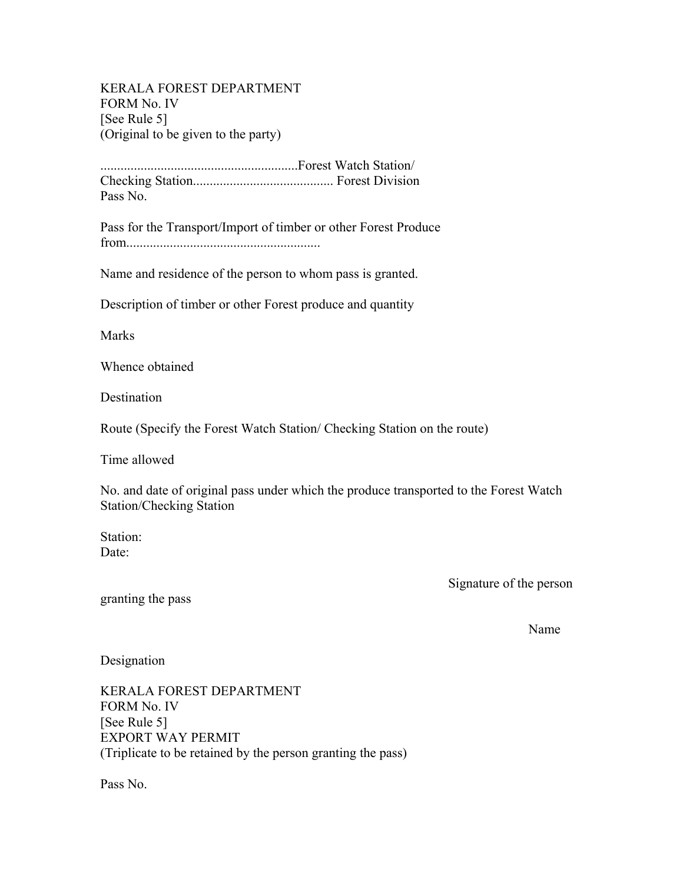KERALA FOREST DEPARTMENT
FORM No. IV
[See Rule 5]
(Original to be given to the party)

..........................................................Forest Watch Station/
Checking Station.......................................... Forest Division
Pass No.

Pass for the Transport/Import of timber or other Forest Produce
from.........................................................

Name and residence of the person to whom pass is granted.

Description of timber or other Forest produce and quantity

Marks

Whence obtained

Destination

Route (Specify the Forest Watch Station/ Checking Station on the route)

Time allowed

No. and date of original pass under which the produce transported to the Forest Watch Station/Checking Station

Station:
Date:

Signature of the person granting the pass

Name

Designation

KERALA FOREST DEPARTMENT
FORM No. IV
[See Rule 5]
EXPORT WAY PERMIT
(Triplicate to be retained by the person granting the pass)

Pass No.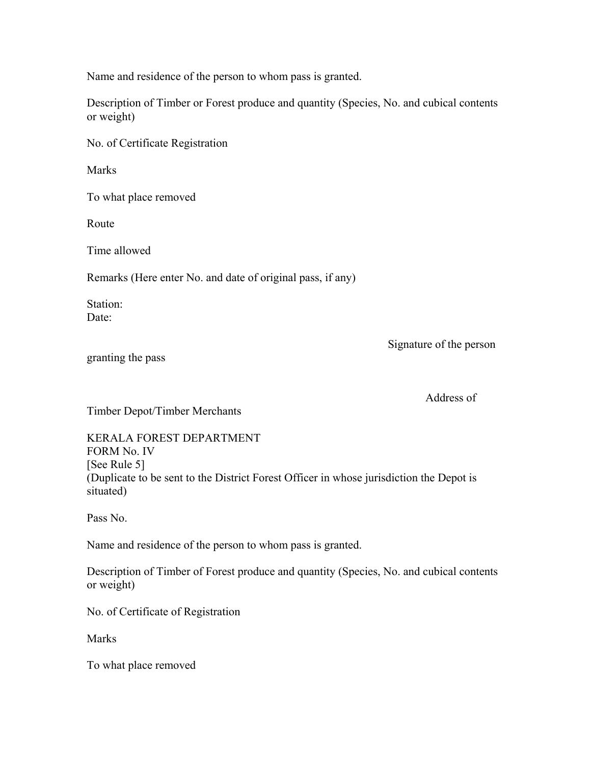Name and residence of the person to whom pass is granted.

Description of Timber or Forest produce and quantity (Species, No. and cubical contents or weight)

No. of Certificate Registration

Marks

To what place removed

Route

Time allowed

Remarks (Here enter No. and date of original pass, if any)

Station:
Date:

Signature of the person granting the pass

Address of Timber Depot/Timber Merchants

KERALA FOREST DEPARTMENT
FORM No. IV
[See Rule 5]
(Duplicate to be sent to the District Forest Officer in whose jurisdiction the Depot is situated)

Pass No.

Name and residence of the person to whom pass is granted.

Description of Timber of Forest produce and quantity (Species, No. and cubical contents or weight)

No. of Certificate of Registration

Marks

To what place removed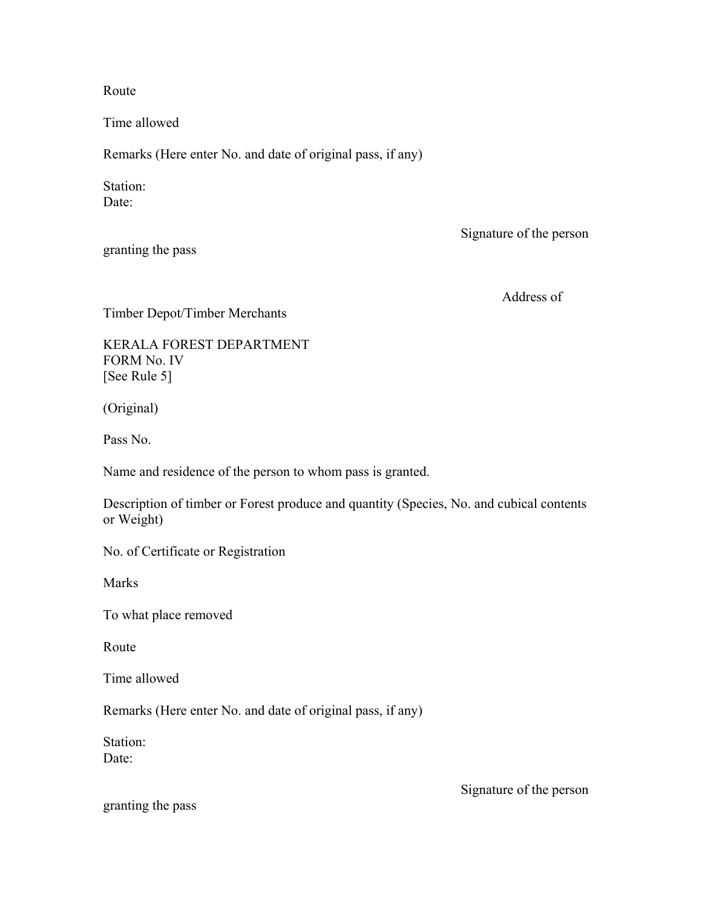Route

Time allowed

Remarks (Here enter No. and date of original pass, if any)

Station:
Date:

Signature of the person granting the pass

Address of Timber Depot/Timber Merchants

KERALA FOREST DEPARTMENT
FORM No. IV
[See Rule 5]

(Original)

Pass No.

Name and residence of the person to whom pass is granted.

Description of timber or Forest produce and quantity (Species, No. and cubical contents or Weight)

No. of Certificate or Registration

Marks

To what place removed

Route

Time allowed

Remarks (Here enter No. and date of original pass, if any)

Station:
Date:

Signature of the person granting the pass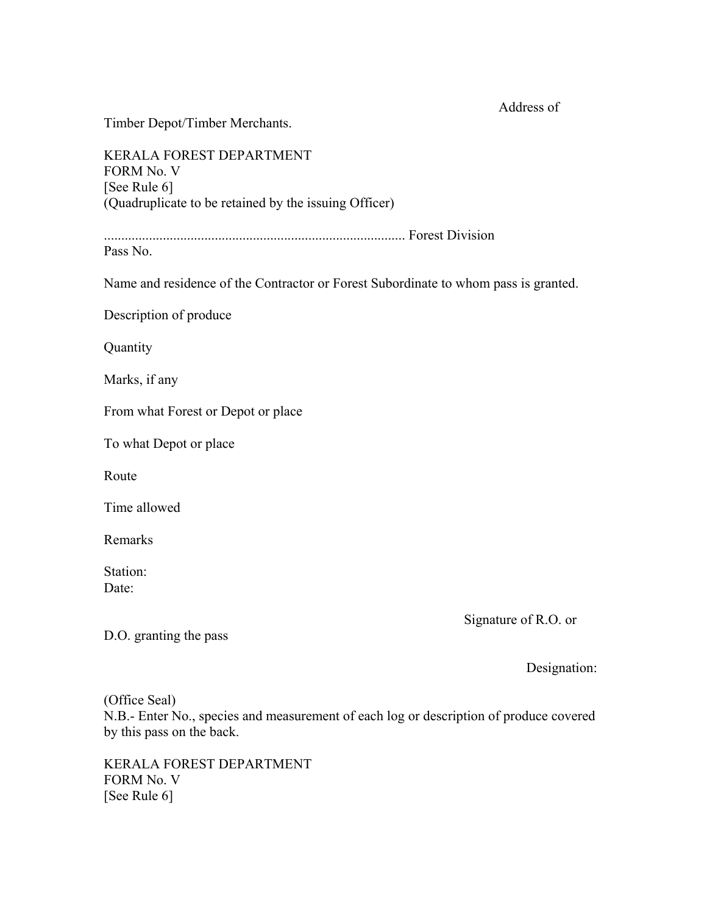Address of Timber Depot/Timber Merchants.

KERALA FOREST DEPARTMENT
FORM No. V
[See Rule 6]
(Quadruplicate to be retained by the issuing Officer)

...................................................................................... Forest Division
Pass No.

Name and residence of the Contractor or Forest Subordinate to whom pass is granted.

Description of produce

Quantity

Marks, if any

From what Forest or Depot or place

To what Depot or place

Route

Time allowed

Remarks

Station:
Date:

Signature of R.O. or D.O. granting the pass

Designation:

(Office Seal)
N.B.- Enter No., species and measurement of each log or description of produce covered by this pass on the back.

KERALA FOREST DEPARTMENT
FORM No. V
[See Rule 6]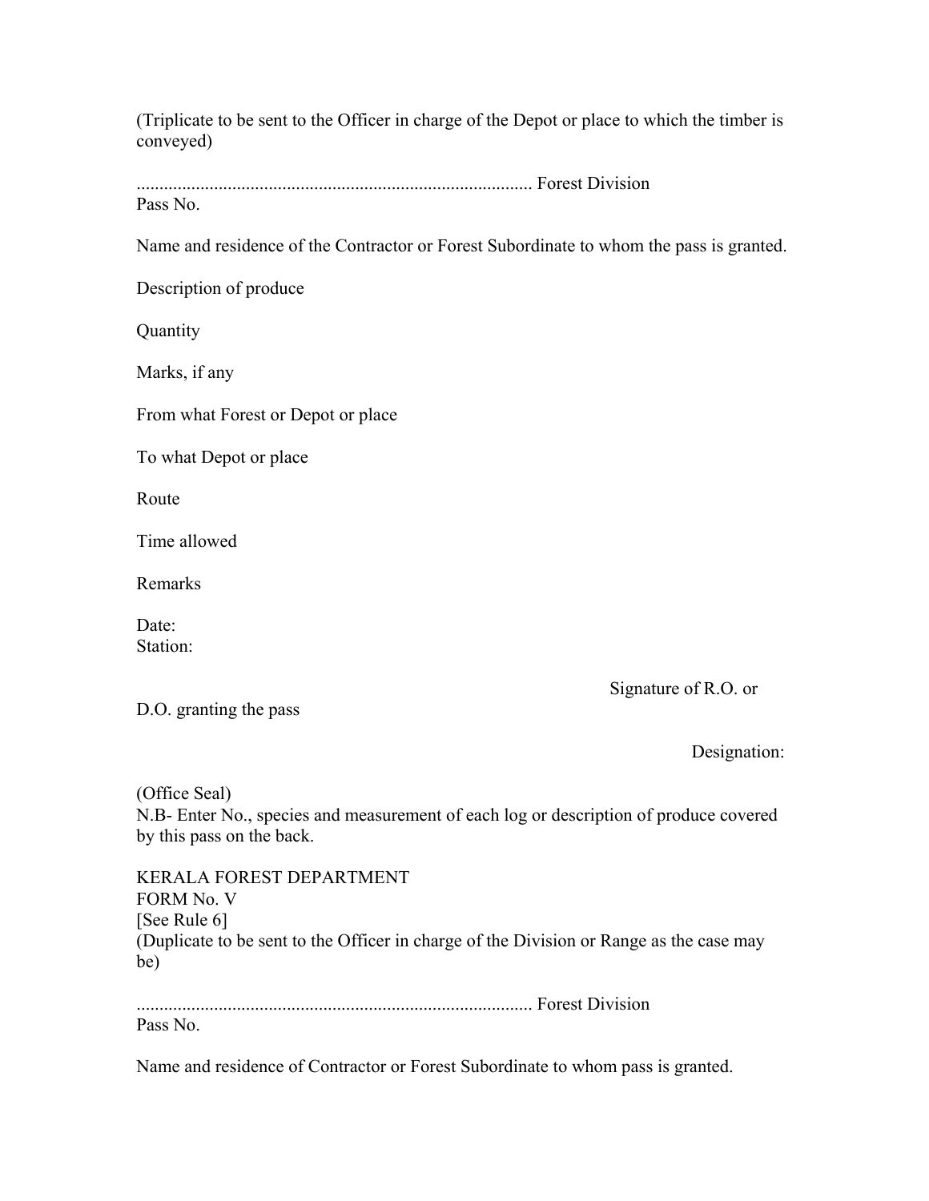(Triplicate to be sent to the Officer in charge of the Depot or place to which the timber is conveyed)

...................................................................................... Forest Division

Pass No.

Name and residence of the Contractor or Forest Subordinate to whom the pass is granted.

Description of produce

Quantity

Marks, if any

From what Forest or Depot or place

To what Depot or place

Route

Time allowed

Remarks

Date:
Station:

Signature of R.O. or D.O. granting the pass

Designation:

(Office Seal)

N.B- Enter No., species and measurement of each log or description of produce covered by this pass on the back.

KERALA FOREST DEPARTMENT

FORM No. V

[See Rule 6]

(Duplicate to be sent to the Officer in charge of the Division or Range as the case may be)

...................................................................................... Forest Division

Pass No.

Name and residence of Contractor or Forest Subordinate to whom pass is granted.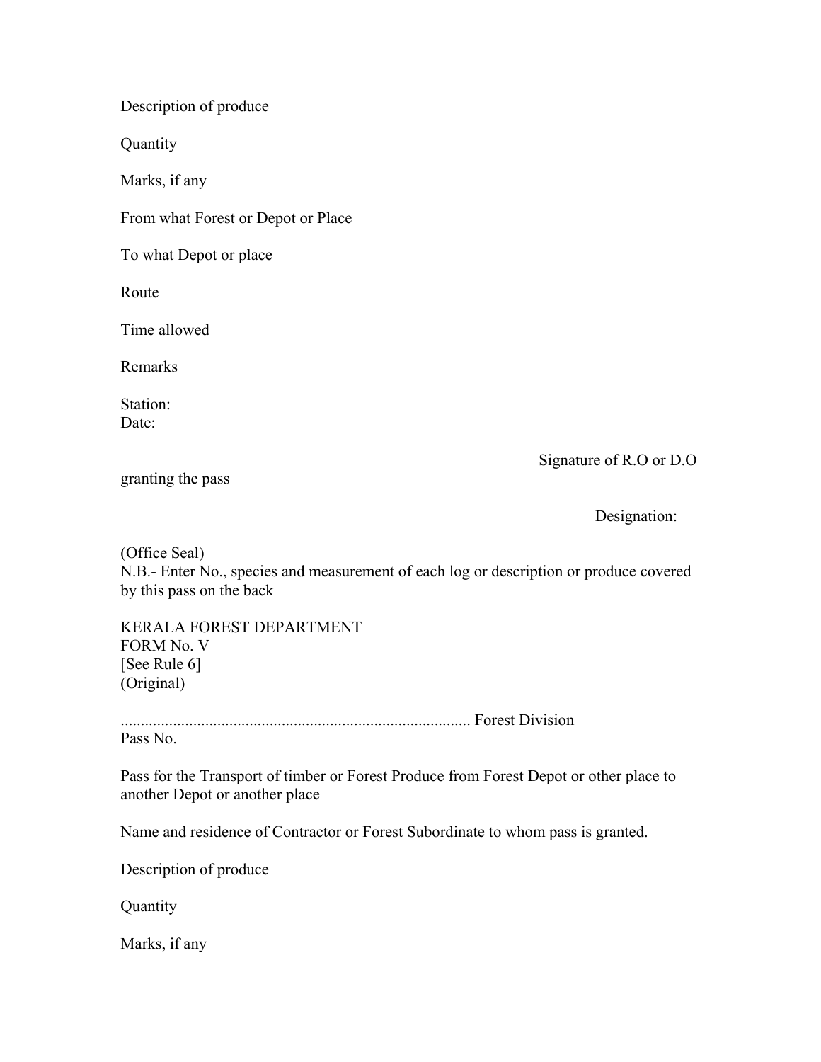Description of produce

Quantity

Marks, if any

From what Forest or Depot or Place

To what Depot or place

Route

Time allowed

Remarks

Station:
Date:

Signature of R.O or D.O granting the pass

Designation:

(Office Seal)
N.B.- Enter No., species and measurement of each log or description or produce covered by this pass on the back

KERALA FOREST DEPARTMENT
FORM No. V
[See Rule 6]
(Original)

...................................................................................... Forest Division
Pass No.

Pass for the Transport of timber or Forest Produce from Forest Depot or other place to another Depot or another place

Name and residence of Contractor or Forest Subordinate to whom pass is granted.

Description of produce

Quantity

Marks, if any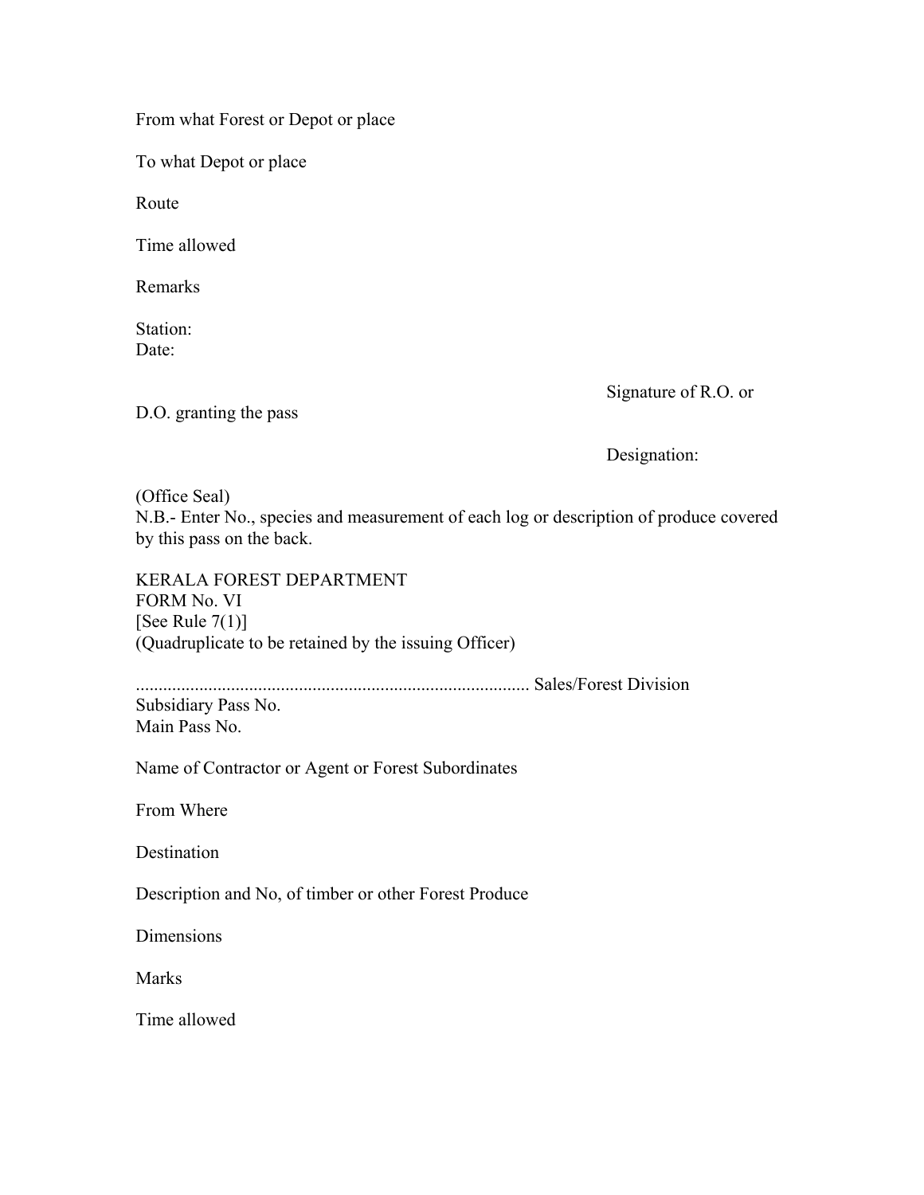From what Forest or Depot or place

To what Depot or place

Route

Time allowed

Remarks

Station:
Date:

Signature of R.O. or D.O. granting the pass

Designation:

(Office Seal)
N.B.- Enter No., species and measurement of each log or description of produce covered by this pass on the back.

KERALA FOREST DEPARTMENT
FORM No. VI
[See Rule 7(1)]
(Quadruplicate to be retained by the issuing Officer)

...................................................................................... Sales/Forest Division
Subsidiary Pass No.
Main Pass No.

Name of Contractor or Agent or Forest Subordinates

From Where

Destination

Description and No, of timber or other Forest Produce

Dimensions

Marks

Time allowed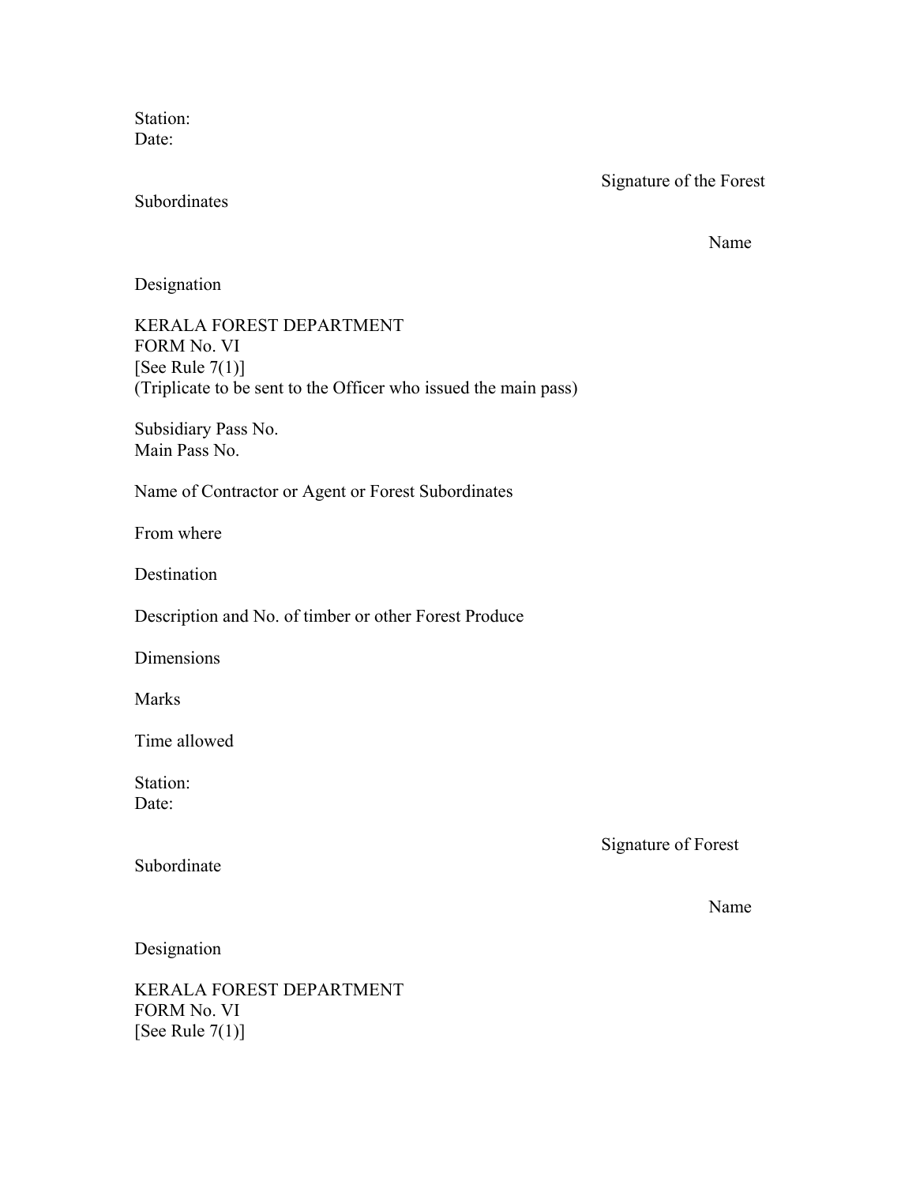Station:
Date:

Signature of the Forest Subordinates

Name

Designation

KERALA FOREST DEPARTMENT
FORM No. VI
[See Rule 7(1)]
(Triplicate to be sent to the Officer who issued the main pass)

Subsidiary Pass No.
Main Pass No.

Name of Contractor or Agent or Forest Subordinates

From where

Destination

Description and No. of timber or other Forest Produce

Dimensions

Marks

Time allowed

Station:
Date:

Signature of Forest Subordinate

Name

Designation

KERALA FOREST DEPARTMENT
FORM No. VI
[See Rule 7(1)]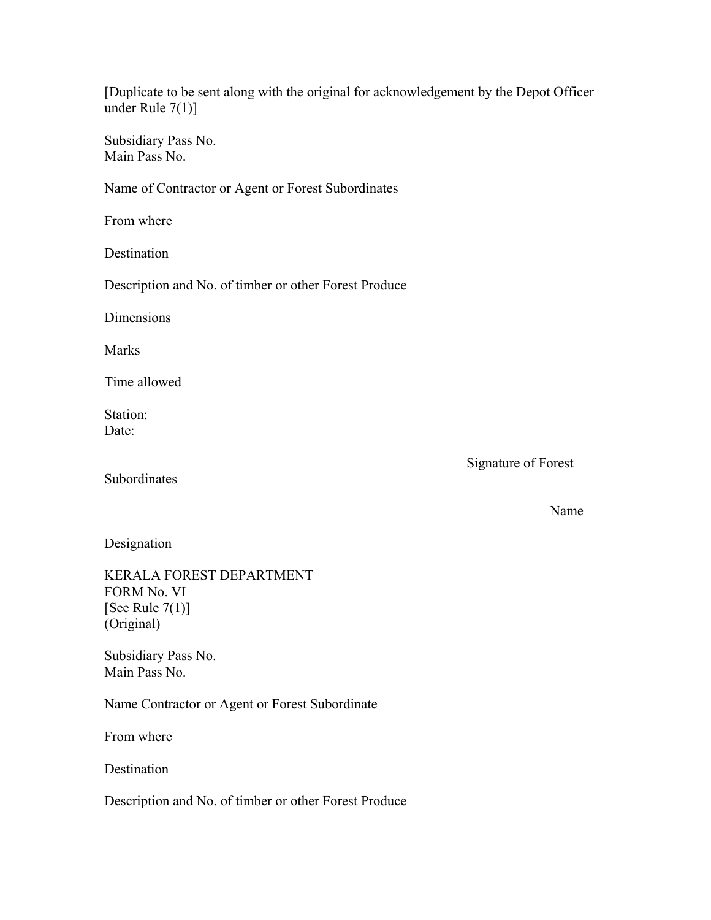[Duplicate to be sent along with the original for acknowledgement by the Depot Officer under Rule 7(1)]

Subsidiary Pass No.
Main Pass No.

Name of Contractor or Agent or Forest Subordinates

From where

Destination

Description and No. of timber or other Forest Produce

Dimensions

Marks

Time allowed

Station:
Date:

Signature of Forest Subordinates

Name

Designation

KERALA FOREST DEPARTMENT
FORM No. VI
[See Rule 7(1)]
(Original)

Subsidiary Pass No.
Main Pass No.

Name Contractor or Agent or Forest Subordinate

From where

Destination

Description and No. of timber or other Forest Produce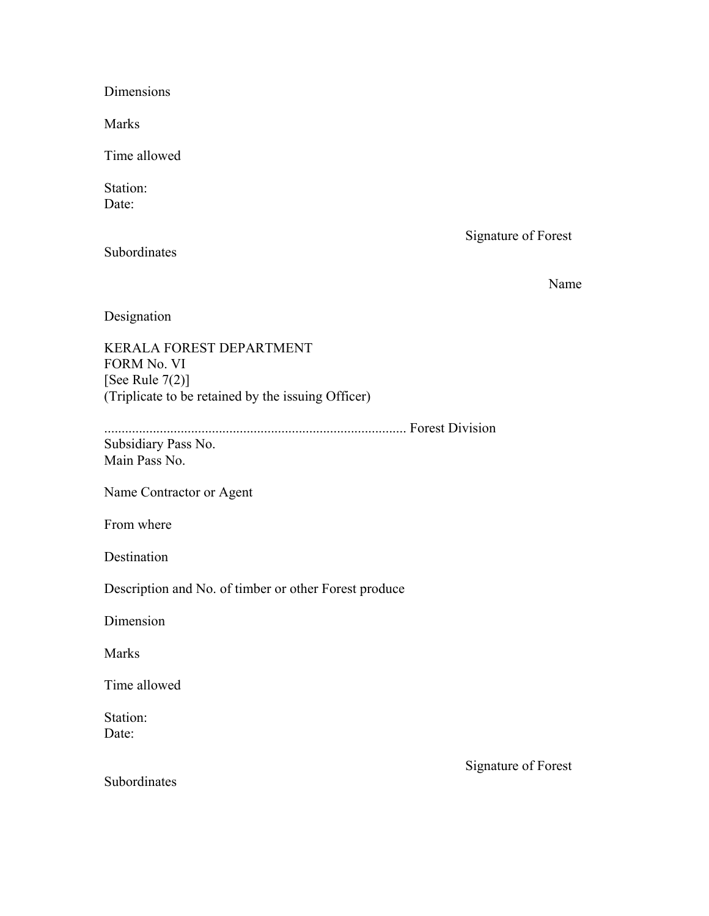Dimensions

Marks

Time allowed

Station:
Date:

Signature of Forest

Subordinates

Name

Designation

KERALA FOREST DEPARTMENT
FORM No. VI
[See Rule 7(2)]
(Triplicate to be retained by the issuing Officer)

...................................................................................... Forest Division
Subsidiary Pass No.
Main Pass No.

Name Contractor or Agent

From where

Destination

Description and No. of timber or other Forest produce

Dimension

Marks

Time allowed

Station:
Date:

Signature of Forest

Subordinates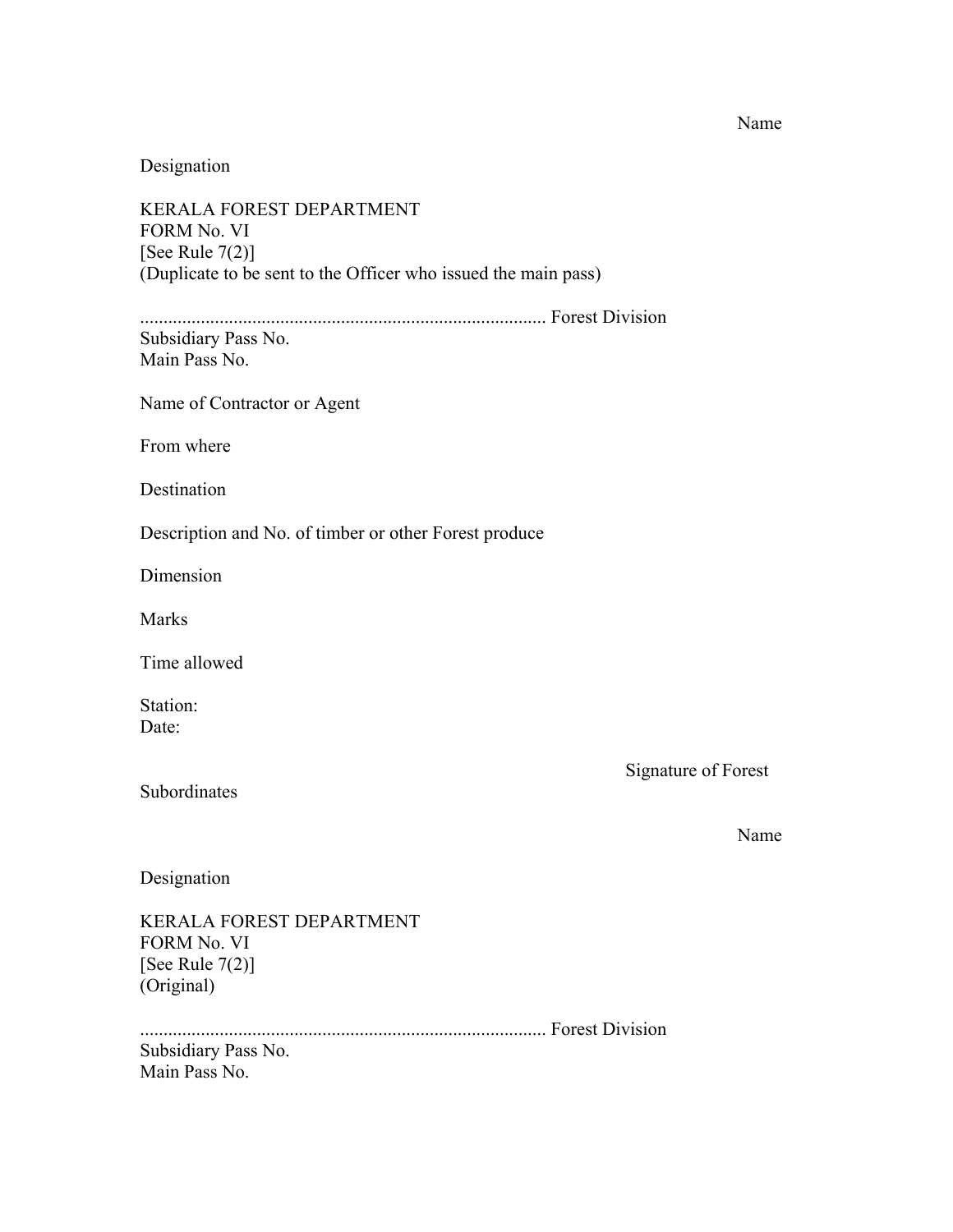Name

Designation

KERALA FOREST DEPARTMENT
FORM No. VI
[See Rule 7(2)]
(Duplicate to be sent to the Officer who issued the main pass)

...................................................................................... Forest Division
Subsidiary Pass No.
Main Pass No.

Name of Contractor or Agent

From where

Destination

Description and No. of timber or other Forest produce

Dimension

Marks

Time allowed

Station:
Date:

Signature of Forest

Subordinates

Name

Designation

KERALA FOREST DEPARTMENT
FORM No. VI
[See Rule 7(2)]
(Original)

...................................................................................... Forest Division
Subsidiary Pass No.
Main Pass No.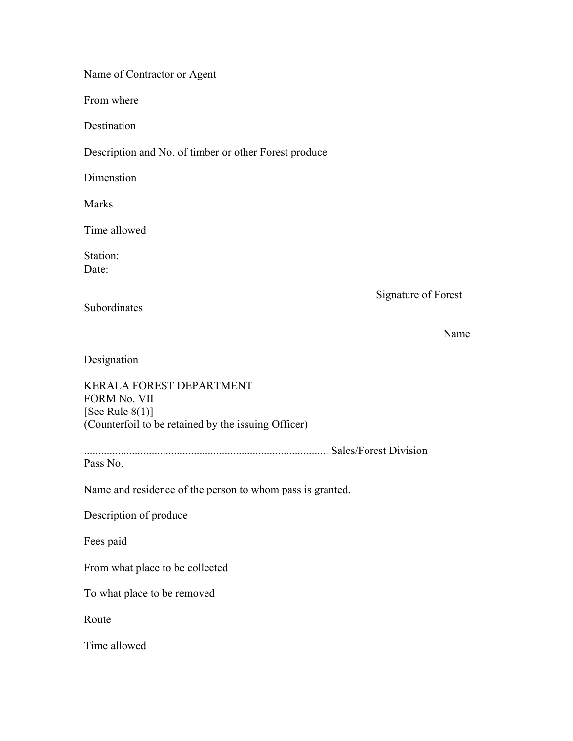Name of Contractor or Agent

From where

Destination

Description and No. of timber or other Forest produce

Dimenstion

Marks

Time allowed

Station:
Date:

Signature of Forest Subordinates

Name

Designation

KERALA FOREST DEPARTMENT
FORM No. VII
[See Rule 8(1)]
(Counterfoil to be retained by the issuing Officer)

...................................................................................... Sales/Forest Division
Pass No.

Name and residence of the person to whom pass is granted.

Description of produce

Fees paid

From what place to be collected

To what place to be removed

Route

Time allowed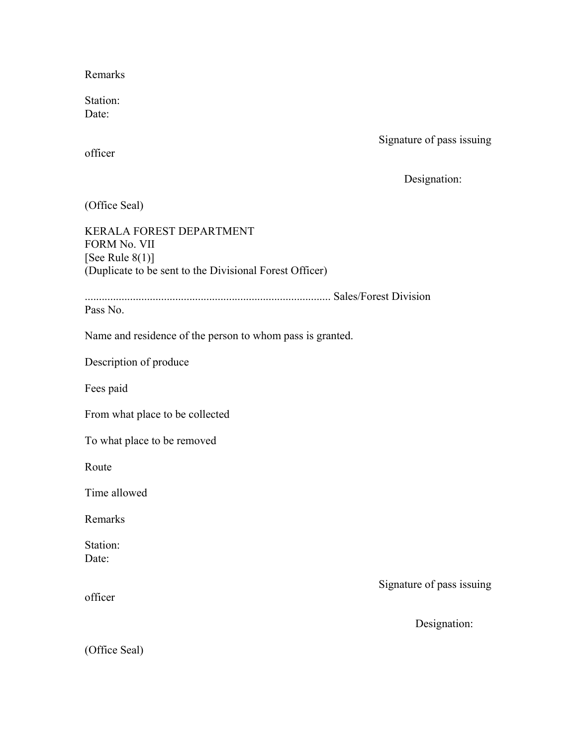Remarks

Station:
Date:

Signature of pass issuing officer

Designation:

(Office Seal)

KERALA FOREST DEPARTMENT
FORM No. VII
[See Rule 8(1)]
(Duplicate to be sent to the Divisional Forest Officer)

....................................................................................... Sales/Forest Division
Pass No.

Name and residence of the person to whom pass is granted.

Description of produce

Fees paid

From what place to be collected

To what place to be removed

Route

Time allowed

Remarks

Station:
Date:

Signature of pass issuing officer

Designation:

(Office Seal)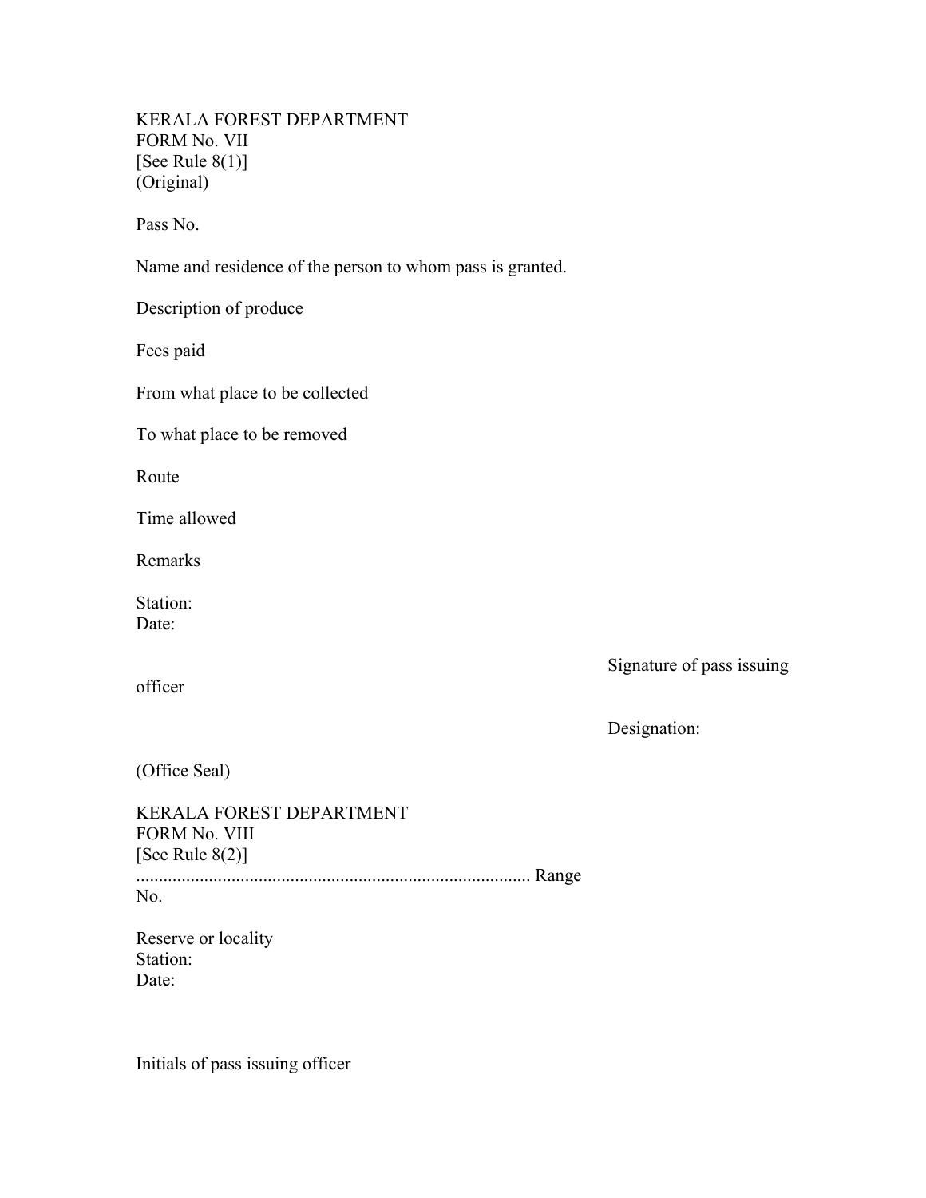KERALA FOREST DEPARTMENT
FORM No. VII
[See Rule 8(1)]
(Original)

Pass No.

Name and residence of the person to whom pass is granted.

Description of produce

Fees paid

From what place to be collected

To what place to be removed

Route

Time allowed

Remarks

Station:
Date:

Signature of pass issuing officer

Designation:

(Office Seal)

KERALA FOREST DEPARTMENT
FORM No. VIII
[See Rule 8(2)]
....................................................................................... Range
No.

Reserve or locality
Station:
Date:

Initials of pass issuing officer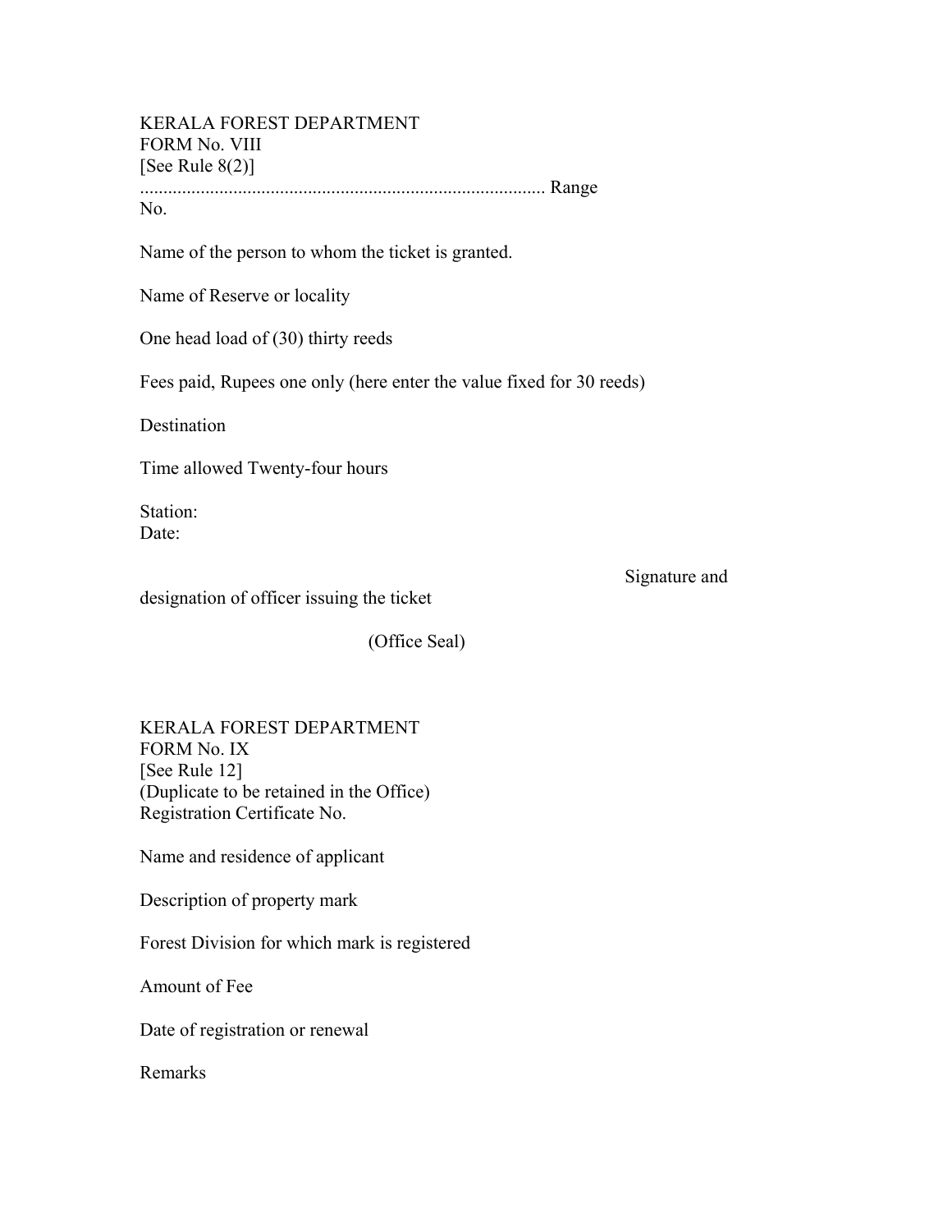KERALA FOREST DEPARTMENT
FORM No. VIII
[See Rule 8(2)]
........................................................................................ Range
No.

Name of the person to whom the ticket is granted.

Name of Reserve or locality

One head load of (30) thirty reeds

Fees paid, Rupees one only (here enter the value fixed for 30 reeds)

Destination

Time allowed Twenty-four hours

Station:
Date:

Signature and designation of officer issuing the ticket

(Office Seal)

KERALA FOREST DEPARTMENT
FORM No. IX
[See Rule 12]
(Duplicate to be retained in the Office)
Registration Certificate No.

Name and residence of applicant

Description of property mark

Forest Division for which mark is registered

Amount of Fee

Date of registration or renewal

Remarks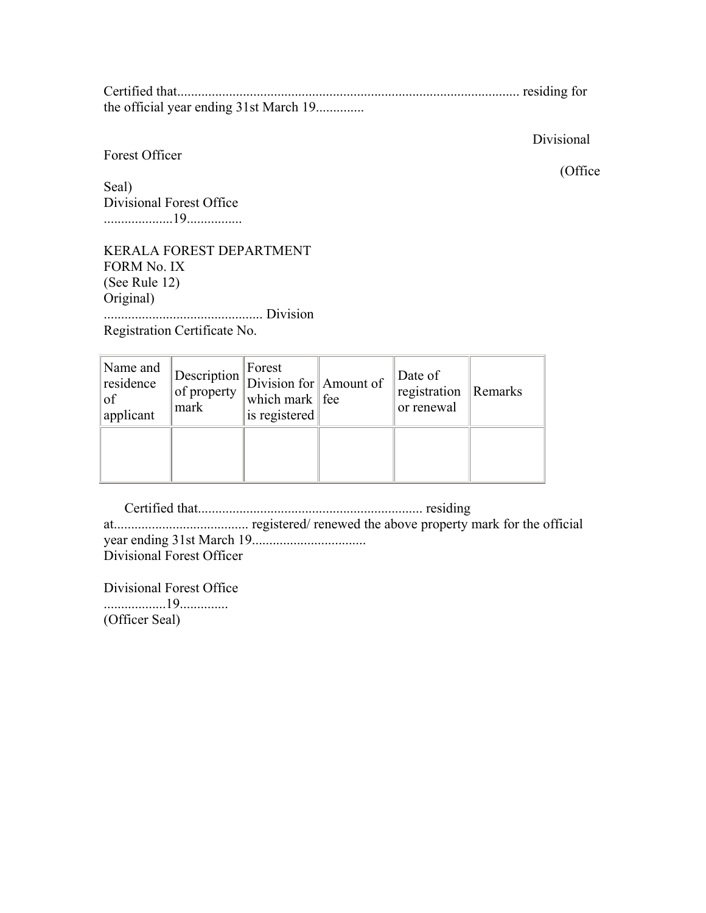Certified that.................................................................................................... residing for the official year ending 31st March 19..............

Divisional Forest Officer

(Office Seal)

Divisional Forest Office

....................19................

KERALA FOREST DEPARTMENT

FORM No. IX

(See Rule 12)

Original)

............................................. Division

Registration Certificate No.

| Name and residence of applicant | Description of property mark | Forest Division for which mark is registered | Amount of fee | Date of registration or renewal | Remarks |
|---|---|---|---|---|---|
| | | | | | |

Certified that................................................................ residing at...................................... registered/ renewed the above property mark for the official year ending 31st March 19................................

Divisional Forest Officer

Divisional Forest Office

..................19.............

(Officer Seal)